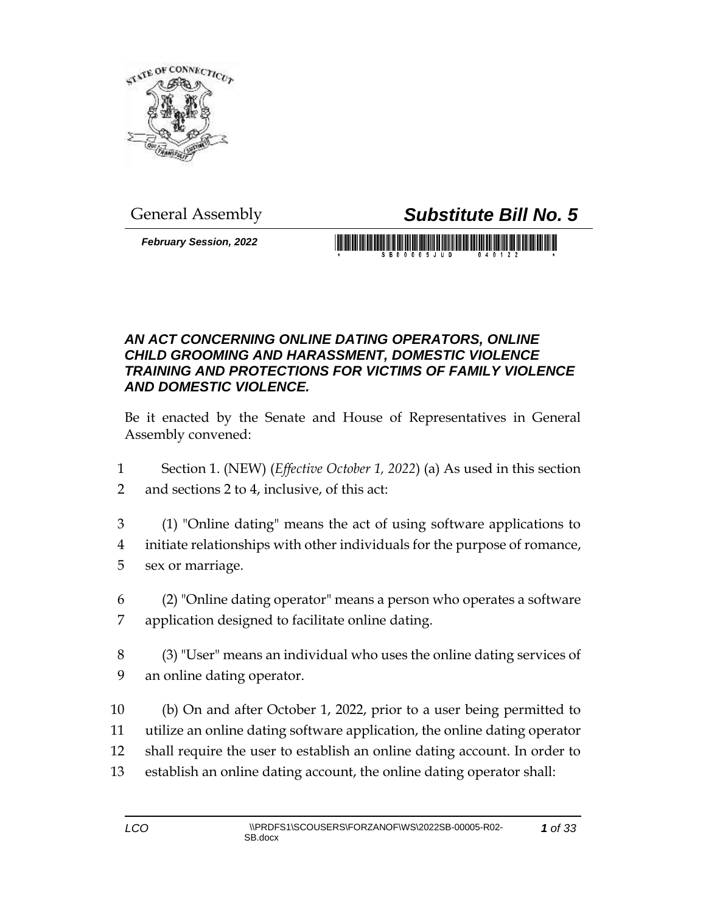General Assembly

# *Substitute Bill No. 5*

***February Session, 2022***

## *AN ACT CONCERNING ONLINE DATING OPERATORS, ONLINE CHILD GROOMING AND HARASSMENT, DOMESTIC VIOLENCE TRAINING AND PROTECTIONS FOR VICTIMS OF FAMILY VIOLENCE AND DOMESTIC VIOLENCE.*

Be it enacted by the Senate and House of Representatives in General Assembly convened:

Section 1. (NEW) (*Effective October 1, 2022*) (a) As used in this section and sections 2 to 4, inclusive, of this act:

(1) "Online dating" means the act of using software applications to initiate relationships with other individuals for the purpose of romance, sex or marriage.

(2) "Online dating operator" means a person who operates a software application designed to facilitate online dating.

(3) "User" means an individual who uses the online dating services of an online dating operator.

(b) On and after October 1, 2022, prior to a user being permitted to utilize an online dating software application, the online dating operator shall require the user to establish an online dating account. In order to establish an online dating account, the online dating operator shall: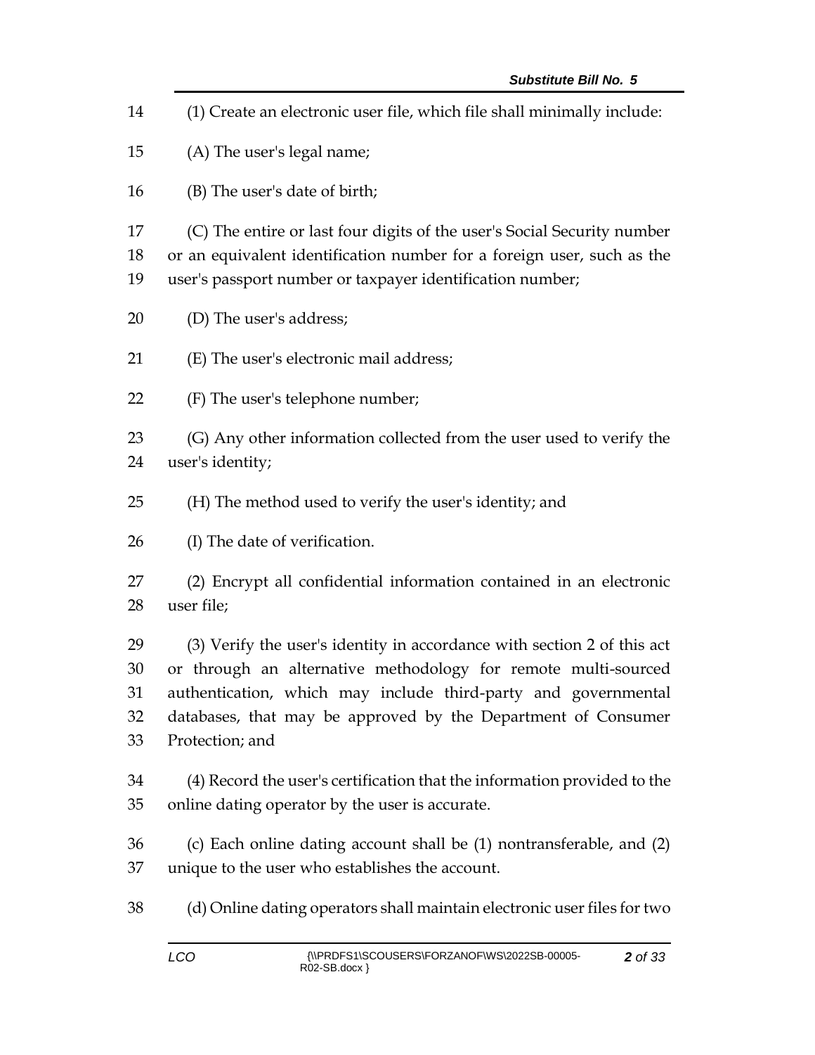(1) Create an electronic user file, which file shall minimally include:

(A) The user's legal name;

(B) The user's date of birth;

(C) The entire or last four digits of the user's Social Security number or an equivalent identification number for a foreign user, such as the user's passport number or taxpayer identification number;

(D) The user's address;

(E) The user's electronic mail address;

(F) The user's telephone number;

(G) Any other information collected from the user used to verify the user's identity;

(H) The method used to verify the user's identity; and

(I) The date of verification.

(2) Encrypt all confidential information contained in an electronic user file;

(3) Verify the user's identity in accordance with section 2 of this act or through an alternative methodology for remote multi-sourced authentication, which may include third-party and governmental databases, that may be approved by the Department of Consumer Protection; and

(4) Record the user's certification that the information provided to the online dating operator by the user is accurate.

(c) Each online dating account shall be (1) nontransferable, and (2) unique to the user who establishes the account.

(d) Online dating operators shall maintain electronic user files for two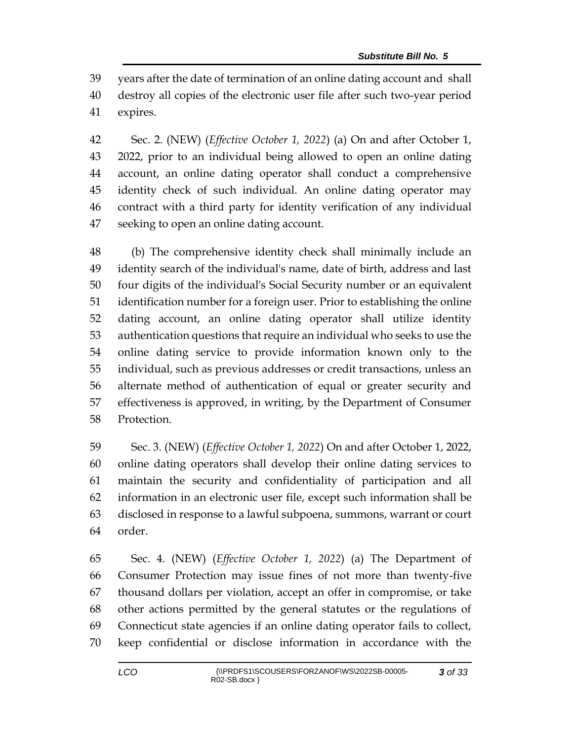years after the date of termination of an online dating account and shall destroy all copies of the electronic user file after such two-year period expires.

Sec. 2. (NEW) (*Effective October 1, 2022*) (a) On and after October 1, 2022, prior to an individual being allowed to open an online dating account, an online dating operator shall conduct a comprehensive identity check of such individual. An online dating operator may contract with a third party for identity verification of any individual seeking to open an online dating account.

(b) The comprehensive identity check shall minimally include an identity search of the individual's name, date of birth, address and last four digits of the individual's Social Security number or an equivalent identification number for a foreign user. Prior to establishing the online dating account, an online dating operator shall utilize identity authentication questions that require an individual who seeks to use the online dating service to provide information known only to the individual, such as previous addresses or credit transactions, unless an alternate method of authentication of equal or greater security and effectiveness is approved, in writing, by the Department of Consumer Protection.

Sec. 3. (NEW) (*Effective October 1, 2022*) On and after October 1, 2022, online dating operators shall develop their online dating services to maintain the security and confidentiality of participation and all information in an electronic user file, except such information shall be disclosed in response to a lawful subpoena, summons, warrant or court order.

Sec. 4. (NEW) (*Effective October 1, 2022*) (a) The Department of Consumer Protection may issue fines of not more than twenty-five thousand dollars per violation, accept an offer in compromise, or take other actions permitted by the general statutes or the regulations of Connecticut state agencies if an online dating operator fails to collect, keep confidential or disclose information in accordance with the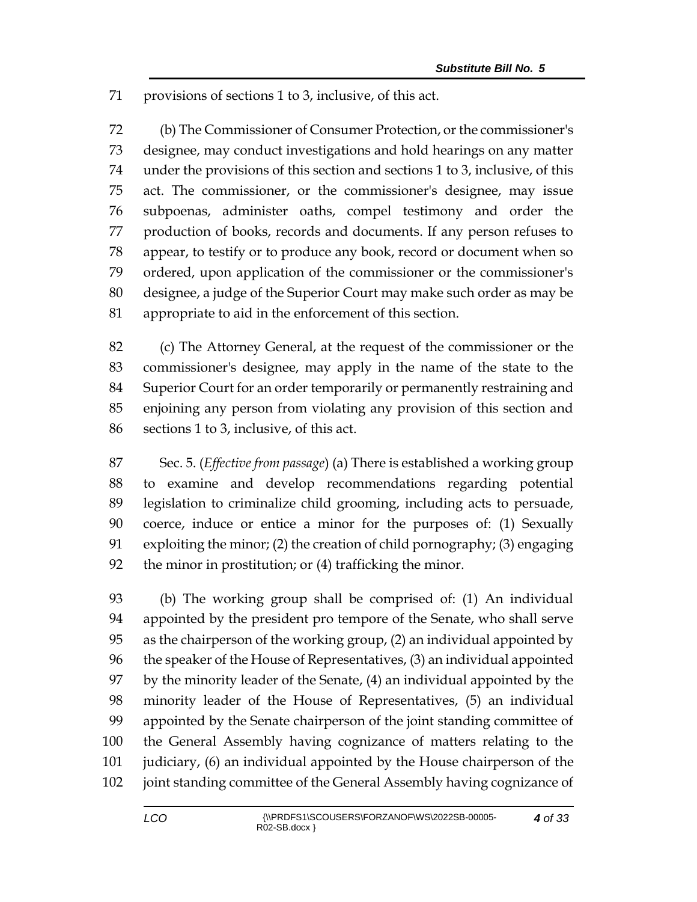provisions of sections 1 to 3, inclusive, of this act.

(b) The Commissioner of Consumer Protection, or the commissioner's designee, may conduct investigations and hold hearings on any matter under the provisions of this section and sections 1 to 3, inclusive, of this act. The commissioner, or the commissioner's designee, may issue subpoenas, administer oaths, compel testimony and order the production of books, records and documents. If any person refuses to appear, to testify or to produce any book, record or document when so ordered, upon application of the commissioner or the commissioner's designee, a judge of the Superior Court may make such order as may be appropriate to aid in the enforcement of this section.

(c) The Attorney General, at the request of the commissioner or the commissioner's designee, may apply in the name of the state to the Superior Court for an order temporarily or permanently restraining and enjoining any person from violating any provision of this section and sections 1 to 3, inclusive, of this act.

Sec. 5. (*Effective from passage*) (a) There is established a working group to examine and develop recommendations regarding potential legislation to criminalize child grooming, including acts to persuade, coerce, induce or entice a minor for the purposes of: (1) Sexually exploiting the minor; (2) the creation of child pornography; (3) engaging the minor in prostitution; or (4) trafficking the minor.

(b) The working group shall be comprised of: (1) An individual appointed by the president pro tempore of the Senate, who shall serve as the chairperson of the working group, (2) an individual appointed by the speaker of the House of Representatives, (3) an individual appointed by the minority leader of the Senate, (4) an individual appointed by the minority leader of the House of Representatives, (5) an individual appointed by the Senate chairperson of the joint standing committee of the General Assembly having cognizance of matters relating to the judiciary, (6) an individual appointed by the House chairperson of the joint standing committee of the General Assembly having cognizance of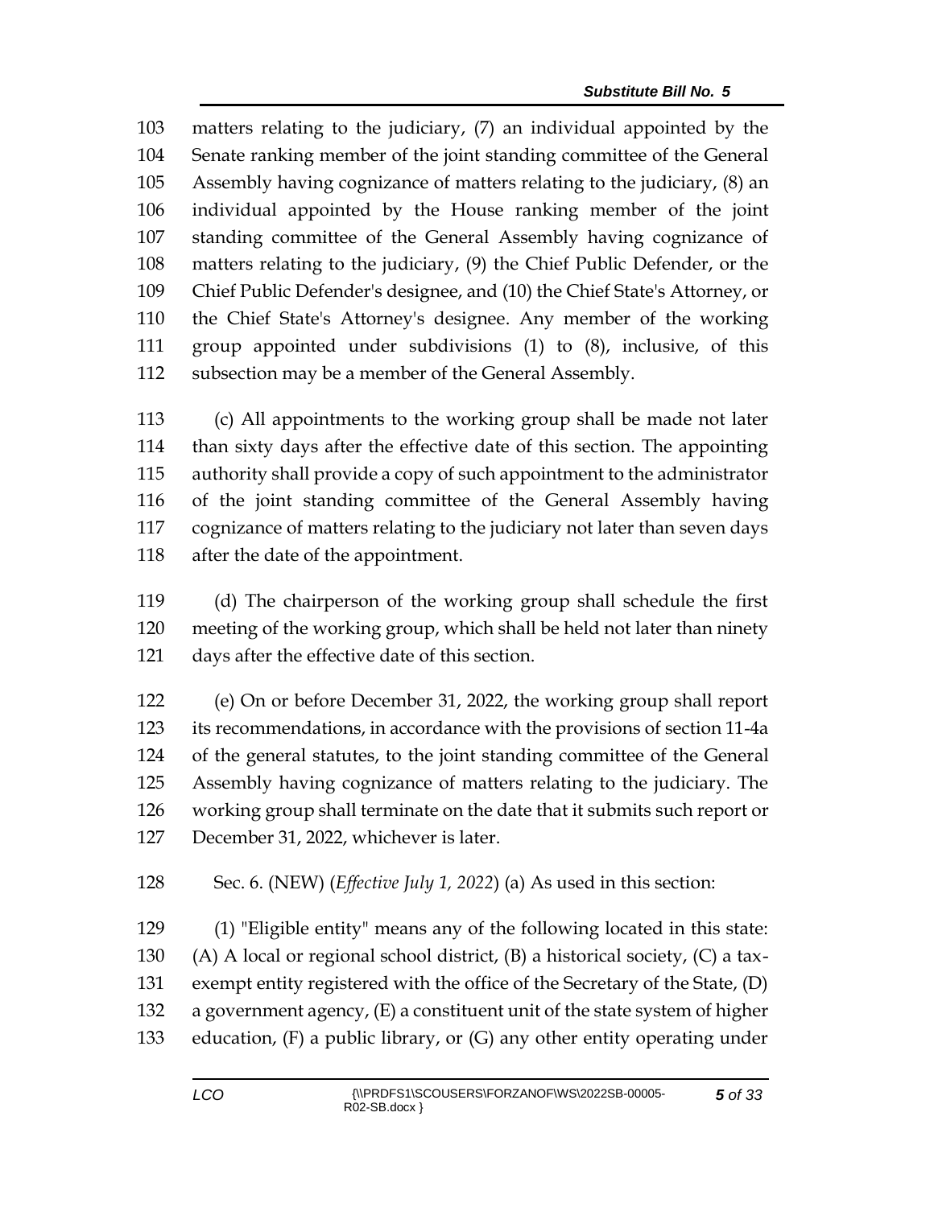matters relating to the judiciary, (7) an individual appointed by the Senate ranking member of the joint standing committee of the General Assembly having cognizance of matters relating to the judiciary, (8) an individual appointed by the House ranking member of the joint standing committee of the General Assembly having cognizance of matters relating to the judiciary, (9) the Chief Public Defender, or the Chief Public Defender's designee, and (10) the Chief State's Attorney, or the Chief State's Attorney's designee. Any member of the working group appointed under subdivisions (1) to (8), inclusive, of this subsection may be a member of the General Assembly.

(c) All appointments to the working group shall be made not later than sixty days after the effective date of this section. The appointing authority shall provide a copy of such appointment to the administrator of the joint standing committee of the General Assembly having cognizance of matters relating to the judiciary not later than seven days after the date of the appointment.

(d) The chairperson of the working group shall schedule the first meeting of the working group, which shall be held not later than ninety days after the effective date of this section.

(e) On or before December 31, 2022, the working group shall report its recommendations, in accordance with the provisions of section 11-4a of the general statutes, to the joint standing committee of the General Assembly having cognizance of matters relating to the judiciary. The working group shall terminate on the date that it submits such report or December 31, 2022, whichever is later.

Sec. 6. (NEW) (*Effective July 1, 2022*) (a) As used in this section:

(1) "Eligible entity" means any of the following located in this state: (A) A local or regional school district, (B) a historical society, (C) a tax-exempt entity registered with the office of the Secretary of the State, (D) a government agency, (E) a constituent unit of the state system of higher education, (F) a public library, or (G) any other entity operating under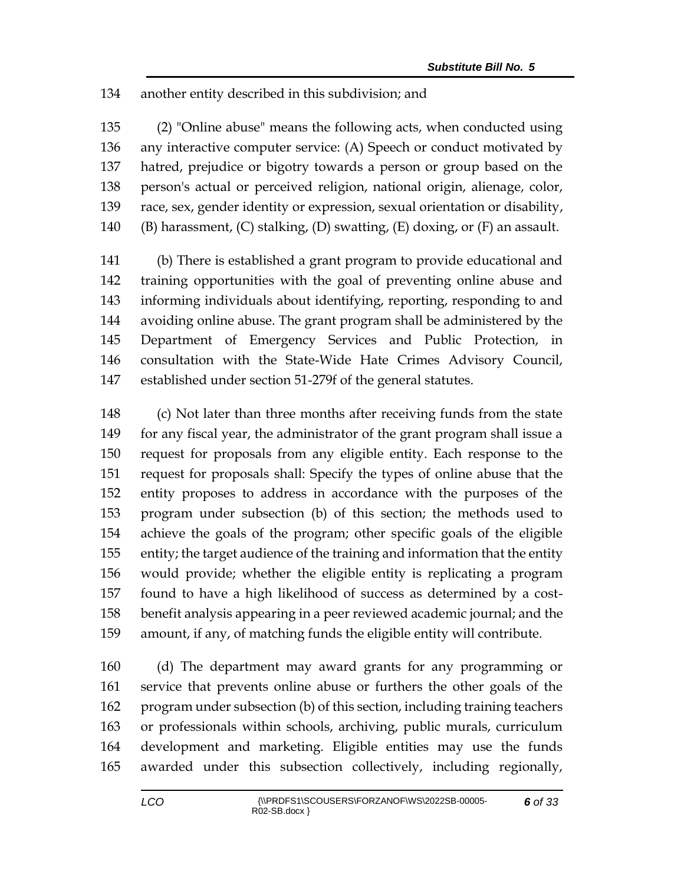another entity described in this subdivision; and

(2) "Online abuse" means the following acts, when conducted using any interactive computer service: (A) Speech or conduct motivated by hatred, prejudice or bigotry towards a person or group based on the person's actual or perceived religion, national origin, alienage, color, race, sex, gender identity or expression, sexual orientation or disability, (B) harassment, (C) stalking, (D) swatting, (E) doxing, or (F) an assault.

(b) There is established a grant program to provide educational and training opportunities with the goal of preventing online abuse and informing individuals about identifying, reporting, responding to and avoiding online abuse. The grant program shall be administered by the Department of Emergency Services and Public Protection, in consultation with the State-Wide Hate Crimes Advisory Council, established under section 51-279f of the general statutes.

(c) Not later than three months after receiving funds from the state for any fiscal year, the administrator of the grant program shall issue a request for proposals from any eligible entity. Each response to the request for proposals shall: Specify the types of online abuse that the entity proposes to address in accordance with the purposes of the program under subsection (b) of this section; the methods used to achieve the goals of the program; other specific goals of the eligible entity; the target audience of the training and information that the entity would provide; whether the eligible entity is replicating a program found to have a high likelihood of success as determined by a cost-benefit analysis appearing in a peer reviewed academic journal; and the amount, if any, of matching funds the eligible entity will contribute.

(d) The department may award grants for any programming or service that prevents online abuse or furthers the other goals of the program under subsection (b) of this section, including training teachers or professionals within schools, archiving, public murals, curriculum development and marketing. Eligible entities may use the funds awarded under this subsection collectively, including regionally,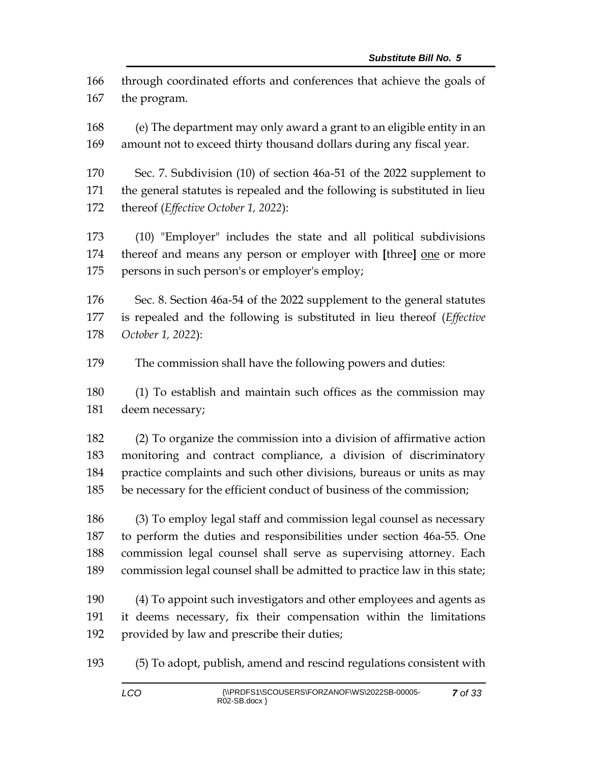through coordinated efforts and conferences that achieve the goals of the program.

(e) The department may only award a grant to an eligible entity in an amount not to exceed thirty thousand dollars during any fiscal year.

Sec. 7. Subdivision (10) of section 46a-51 of the 2022 supplement to the general statutes is repealed and the following is substituted in lieu thereof (*Effective October 1, 2022*):

(10) "Employer" includes the state and all political subdivisions thereof and means any person or employer with **[**three**]** <u>one</u> or more persons in such person's or employer's employ;

Sec. 8. Section 46a-54 of the 2022 supplement to the general statutes is repealed and the following is substituted in lieu thereof (*Effective October 1, 2022*):

The commission shall have the following powers and duties:

(1) To establish and maintain such offices as the commission may deem necessary;

(2) To organize the commission into a division of affirmative action monitoring and contract compliance, a division of discriminatory practice complaints and such other divisions, bureaus or units as may be necessary for the efficient conduct of business of the commission;

(3) To employ legal staff and commission legal counsel as necessary to perform the duties and responsibilities under section 46a-55. One commission legal counsel shall serve as supervising attorney. Each commission legal counsel shall be admitted to practice law in this state;

(4) To appoint such investigators and other employees and agents as it deems necessary, fix their compensation within the limitations provided by law and prescribe their duties;

(5) To adopt, publish, amend and rescind regulations consistent with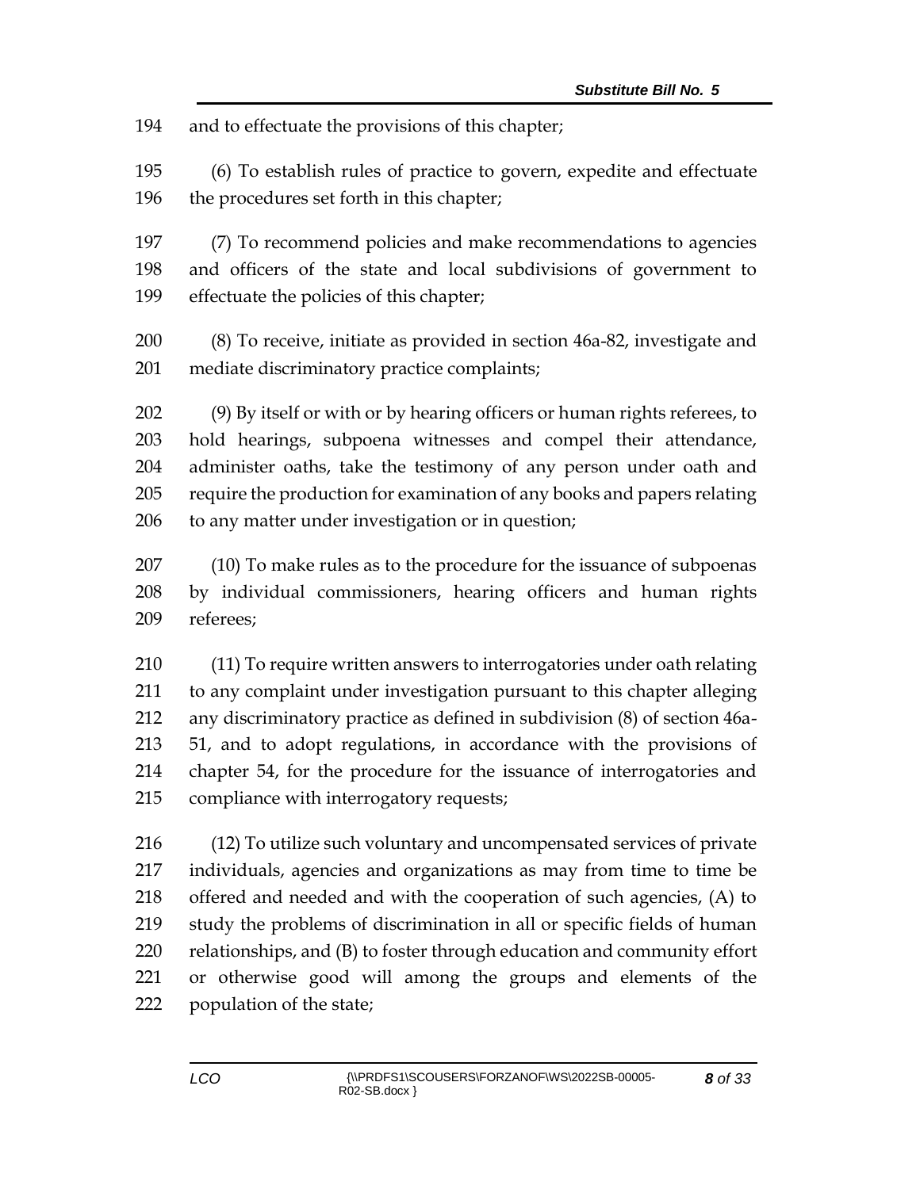and to effectuate the provisions of this chapter;

(6) To establish rules of practice to govern, expedite and effectuate the procedures set forth in this chapter;

(7) To recommend policies and make recommendations to agencies and officers of the state and local subdivisions of government to effectuate the policies of this chapter;

(8) To receive, initiate as provided in section 46a-82, investigate and mediate discriminatory practice complaints;

(9) By itself or with or by hearing officers or human rights referees, to hold hearings, subpoena witnesses and compel their attendance, administer oaths, take the testimony of any person under oath and require the production for examination of any books and papers relating to any matter under investigation or in question;

(10) To make rules as to the procedure for the issuance of subpoenas by individual commissioners, hearing officers and human rights referees;

(11) To require written answers to interrogatories under oath relating to any complaint under investigation pursuant to this chapter alleging any discriminatory practice as defined in subdivision (8) of section 46a-51, and to adopt regulations, in accordance with the provisions of chapter 54, for the procedure for the issuance of interrogatories and compliance with interrogatory requests;

(12) To utilize such voluntary and uncompensated services of private individuals, agencies and organizations as may from time to time be offered and needed and with the cooperation of such agencies, (A) to study the problems of discrimination in all or specific fields of human relationships, and (B) to foster through education and community effort or otherwise good will among the groups and elements of the population of the state;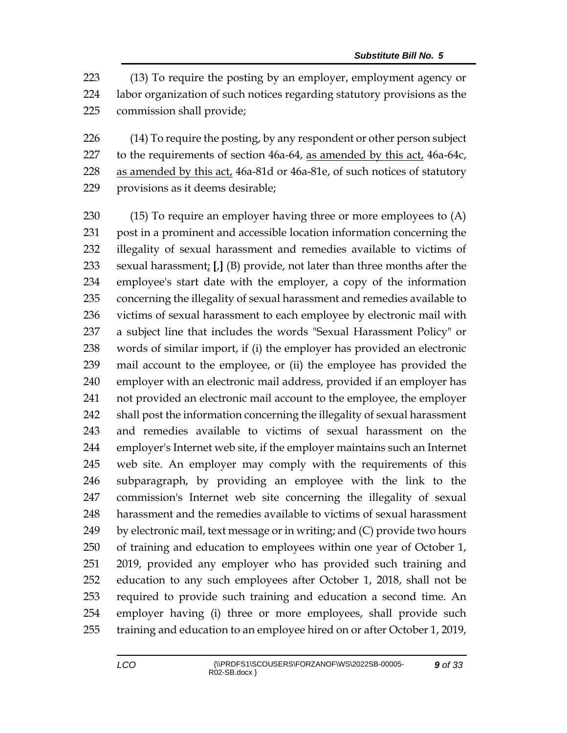223 (13) To require the posting by an employer, employment agency or
224 labor organization of such notices regarding statutory provisions as the
225 commission shall provide;

226 (14) To require the posting, by any respondent or other person subject
227 to the requirements of section 46a-64, <u>as amended by this act,</u> 46a-64c,
228 <u>as amended by this act,</u> 46a-81d or 46a-81e, of such notices of statutory
229 provisions as it deems desirable;

230 (15) To require an employer having three or more employees to (A)
231 post in a prominent and accessible location information concerning the
232 illegality of sexual harassment and remedies available to victims of
233 sexual harassment<u>;</u> **[**,**]** (B) provide, not later than three months after the
234 employee's start date with the employer, a copy of the information
235 concerning the illegality of sexual harassment and remedies available to
236 victims of sexual harassment to each employee by electronic mail with
237 a subject line that includes the words "Sexual Harassment Policy" or
238 words of similar import, if (i) the employer has provided an electronic
239 mail account to the employee, or (ii) the employee has provided the
240 employer with an electronic mail address, provided if an employer has
241 not provided an electronic mail account to the employee, the employer
242 shall post the information concerning the illegality of sexual harassment
243 and remedies available to victims of sexual harassment on the
244 employer's Internet web site, if the employer maintains such an Internet
245 web site. An employer may comply with the requirements of this
246 subparagraph, by providing an employee with the link to the
247 commission's Internet web site concerning the illegality of sexual
248 harassment and the remedies available to victims of sexual harassment
249 by electronic mail, text message or in writing; and (C) provide two hours
250 of training and education to employees within one year of October 1,
251 2019, provided any employer who has provided such training and
252 education to any such employees after October 1, 2018, shall not be
253 required to provide such training and education a second time. An
254 employer having (i) three or more employees, shall provide such
255 training and education to an employee hired on or after October 1, 2019,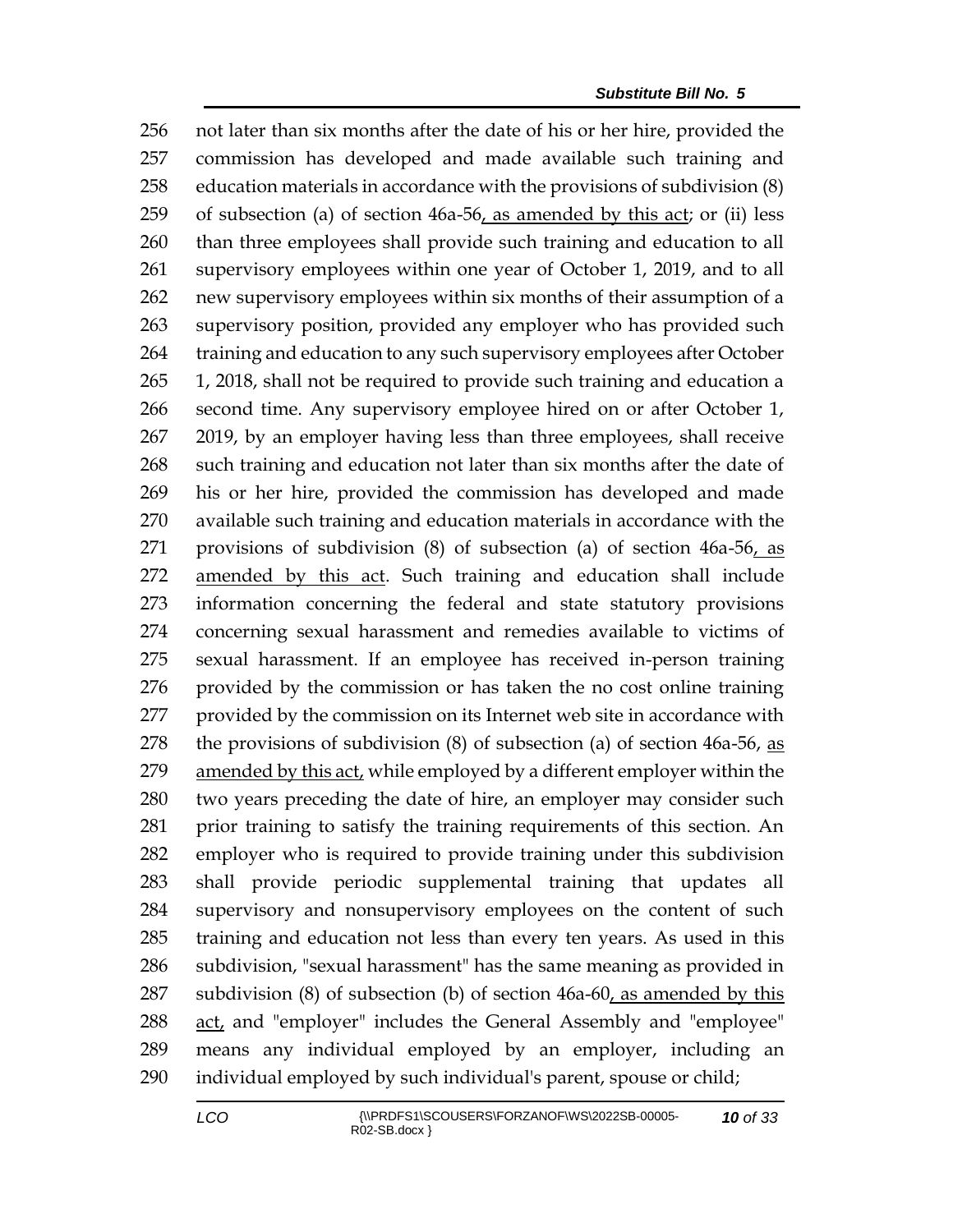not later than six months after the date of his or her hire, provided the commission has developed and made available such training and education materials in accordance with the provisions of subdivision (8) of subsection (a) of section 46a-56, as amended by this act; or (ii) less than three employees shall provide such training and education to all supervisory employees within one year of October 1, 2019, and to all new supervisory employees within six months of their assumption of a supervisory position, provided any employer who has provided such training and education to any such supervisory employees after October 1, 2018, shall not be required to provide such training and education a second time. Any supervisory employee hired on or after October 1, 2019, by an employer having less than three employees, shall receive such training and education not later than six months after the date of his or her hire, provided the commission has developed and made available such training and education materials in accordance with the provisions of subdivision (8) of subsection (a) of section 46a-56, as amended by this act. Such training and education shall include information concerning the federal and state statutory provisions concerning sexual harassment and remedies available to victims of sexual harassment. If an employee has received in-person training provided by the commission or has taken the no cost online training provided by the commission on its Internet web site in accordance with the provisions of subdivision (8) of subsection (a) of section 46a-56, as amended by this act, while employed by a different employer within the two years preceding the date of hire, an employer may consider such prior training to satisfy the training requirements of this section. An employer who is required to provide training under this subdivision shall provide periodic supplemental training that updates all supervisory and nonsupervisory employees on the content of such training and education not less than every ten years. As used in this subdivision, "sexual harassment" has the same meaning as provided in subdivision (8) of subsection (b) of section 46a-60, as amended by this act, and "employer" includes the General Assembly and "employee" means any individual employed by an employer, including an individual employed by such individual's parent, spouse or child;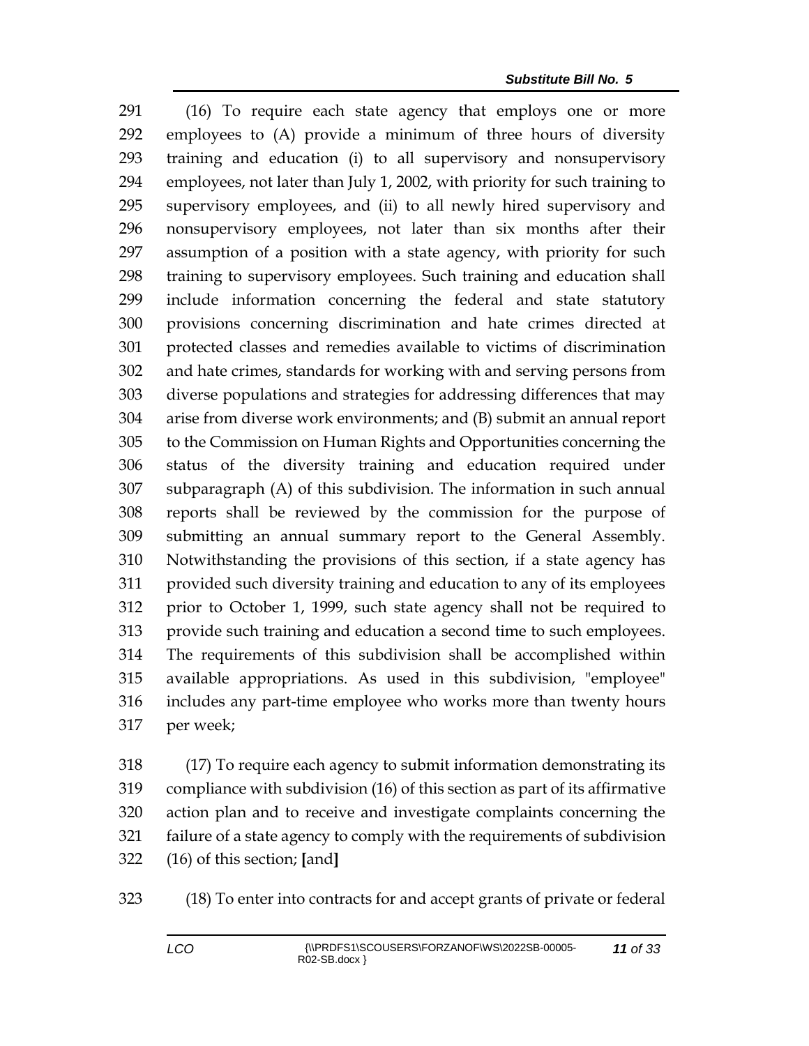(16) To require each state agency that employs one or more employees to (A) provide a minimum of three hours of diversity training and education (i) to all supervisory and nonsupervisory employees, not later than July 1, 2002, with priority for such training to supervisory employees, and (ii) to all newly hired supervisory and nonsupervisory employees, not later than six months after their assumption of a position with a state agency, with priority for such training to supervisory employees. Such training and education shall include information concerning the federal and state statutory provisions concerning discrimination and hate crimes directed at protected classes and remedies available to victims of discrimination and hate crimes, standards for working with and serving persons from diverse populations and strategies for addressing differences that may arise from diverse work environments; and (B) submit an annual report to the Commission on Human Rights and Opportunities concerning the status of the diversity training and education required under subparagraph (A) of this subdivision. The information in such annual reports shall be reviewed by the commission for the purpose of submitting an annual summary report to the General Assembly. Notwithstanding the provisions of this section, if a state agency has provided such diversity training and education to any of its employees prior to October 1, 1999, such state agency shall not be required to provide such training and education a second time to such employees. The requirements of this subdivision shall be accomplished within available appropriations. As used in this subdivision, "employee" includes any part-time employee who works more than twenty hours per week;

(17) To require each agency to submit information demonstrating its compliance with subdivision (16) of this section as part of its affirmative action plan and to receive and investigate complaints concerning the failure of a state agency to comply with the requirements of subdivision (16) of this section; **[**and**]**

(18) To enter into contracts for and accept grants of private or federal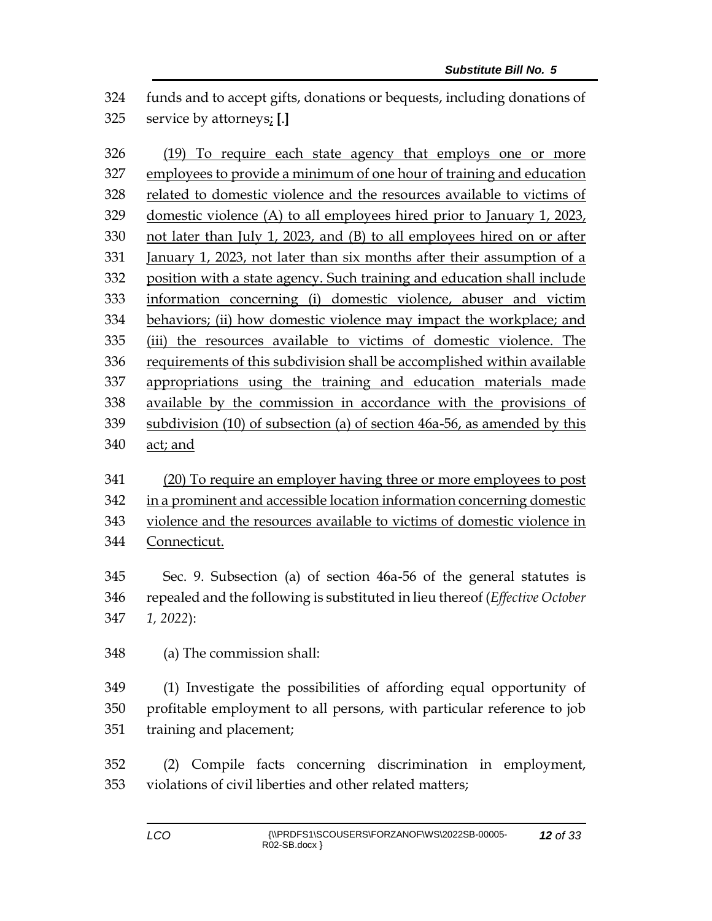324 funds and to accept gifts, donations or bequests, including donations of
325 service by attorneys<u>;</u> **[**.**]**

326 <u>(19) To require each state agency that employs one or more</u>
327 <u>employees to provide a minimum of one hour of training and education</u>
328 <u>related to domestic violence and the resources available to victims of</u>
329 <u>domestic violence (A) to all employees hired prior to January 1, 2023,</u>
330 <u>not later than July 1, 2023, and (B) to all employees hired on or after</u>
331 <u>January 1, 2023, not later than six months after their assumption of a</u>
332 <u>position with a state agency. Such training and education shall include</u>
333 <u>information concerning (i) domestic violence, abuser and victim</u>
334 <u>behaviors; (ii) how domestic violence may impact the workplace; and</u>
335 <u>(iii) the resources available to victims of domestic violence. The</u>
336 <u>requirements of this subdivision shall be accomplished within available</u>
337 <u>appropriations using the training and education materials made</u>
338 <u>available by the commission in accordance with the provisions of</u>
339 <u>subdivision (10) of subsection (a) of section 46a-56, as amended by this</u>
340 <u>act; and</u>

341 <u>(20) To require an employer having three or more employees to post</u>
342 <u>in a prominent and accessible location information concerning domestic</u>
343 <u>violence and the resources available to victims of domestic violence in</u>
344 <u>Connecticut.</u>

345 Sec. 9. Subsection (a) of section 46a-56 of the general statutes is
346 repealed and the following is substituted in lieu thereof (*Effective October*
347 *1, 2022*):

348 (a) The commission shall:

349 (1) Investigate the possibilities of affording equal opportunity of
350 profitable employment to all persons, with particular reference to job
351 training and placement;

352 (2) Compile facts concerning discrimination in employment,
353 violations of civil liberties and other related matters;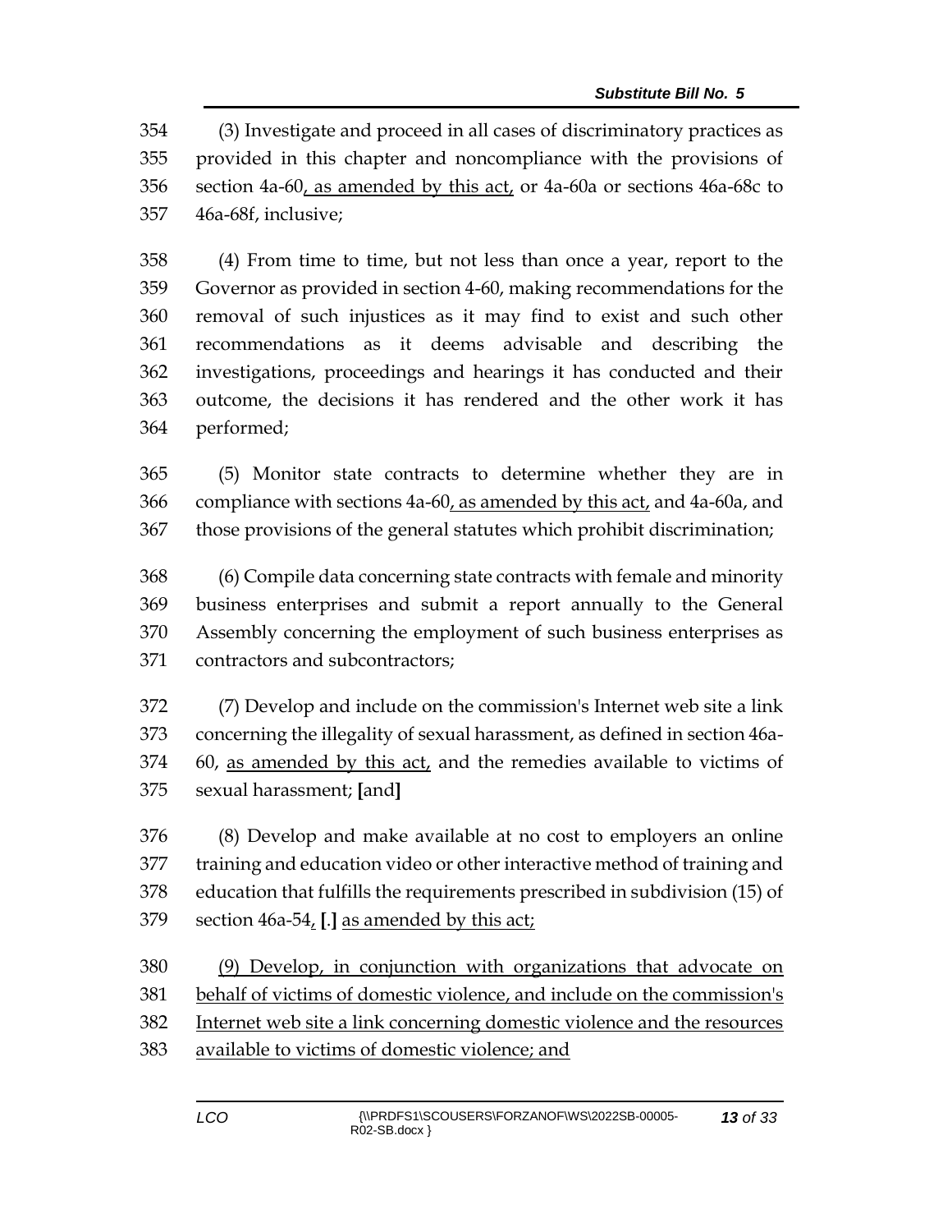(3) Investigate and proceed in all cases of discriminatory practices as provided in this chapter and noncompliance with the provisions of section 4a-60, as amended by this act, or 4a-60a or sections 46a-68c to 46a-68f, inclusive;

(4) From time to time, but not less than once a year, report to the Governor as provided in section 4-60, making recommendations for the removal of such injustices as it may find to exist and such other recommendations as it deems advisable and describing the investigations, proceedings and hearings it has conducted and their outcome, the decisions it has rendered and the other work it has performed;

(5) Monitor state contracts to determine whether they are in compliance with sections 4a-60, as amended by this act, and 4a-60a, and those provisions of the general statutes which prohibit discrimination;

(6) Compile data concerning state contracts with female and minority business enterprises and submit a report annually to the General Assembly concerning the employment of such business enterprises as contractors and subcontractors;

(7) Develop and include on the commission's Internet web site a link concerning the illegality of sexual harassment, as defined in section 46a-60, as amended by this act, and the remedies available to victims of sexual harassment; **[**and**]**

(8) Develop and make available at no cost to employers an online training and education video or other interactive method of training and education that fulfills the requirements prescribed in subdivision (15) of section 46a-54, **[**.**]** as amended by this act;

(9) Develop, in conjunction with organizations that advocate on behalf of victims of domestic violence, and include on the commission's Internet web site a link concerning domestic violence and the resources available to victims of domestic violence; and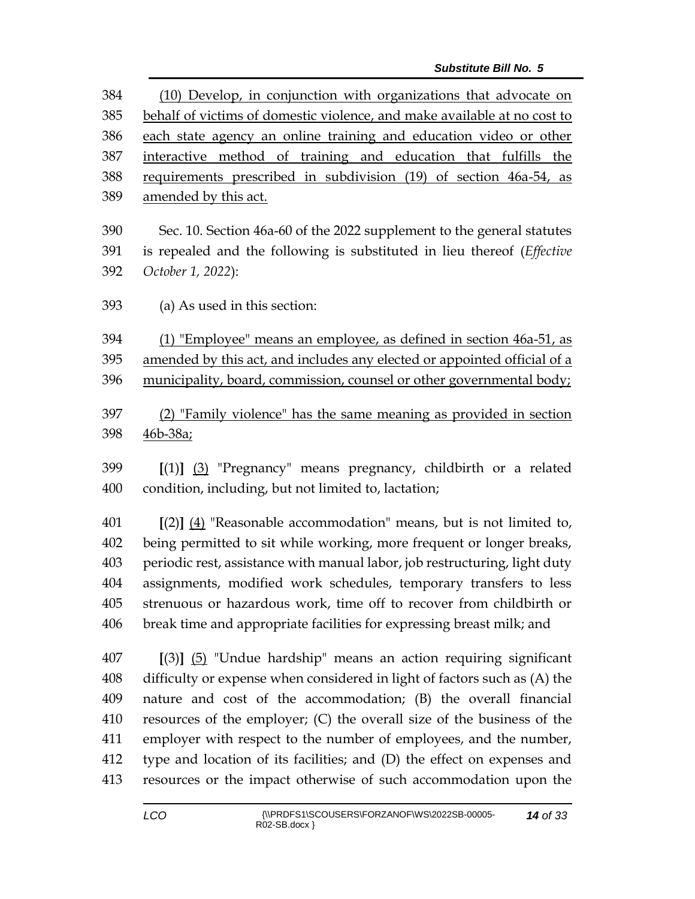384 (10) Develop, in conjunction with organizations that advocate on
385 behalf of victims of domestic violence, and make available at no cost to
386 each state agency an online training and education video or other
387 interactive method of training and education that fulfills the
388 requirements prescribed in subdivision (19) of section 46a-54, as
389 amended by this act.

390 Sec. 10. Section 46a-60 of the 2022 supplement to the general statutes
391 is repealed and the following is substituted in lieu thereof (*Effective*
392 *October 1, 2022*):

393 (a) As used in this section:

394 (1) "Employee" means an employee, as defined in section 46a-51, as
395 amended by this act, and includes any elected or appointed official of a
396 municipality, board, commission, counsel or other governmental body;

397 (2) "Family violence" has the same meaning as provided in section
398 46b-38a;

399 **[**(1)**]** (3) "Pregnancy" means pregnancy, childbirth or a related
400 condition, including, but not limited to, lactation;

401 **[**(2)**]** (4) "Reasonable accommodation" means, but is not limited to,
402 being permitted to sit while working, more frequent or longer breaks,
403 periodic rest, assistance with manual labor, job restructuring, light duty
404 assignments, modified work schedules, temporary transfers to less
405 strenuous or hazardous work, time off to recover from childbirth or
406 break time and appropriate facilities for expressing breast milk; and

407 **[**(3)**]** (5) "Undue hardship" means an action requiring significant
408 difficulty or expense when considered in light of factors such as (A) the
409 nature and cost of the accommodation; (B) the overall financial
410 resources of the employer; (C) the overall size of the business of the
411 employer with respect to the number of employees, and the number,
412 type and location of its facilities; and (D) the effect on expenses and
413 resources or the impact otherwise of such accommodation upon the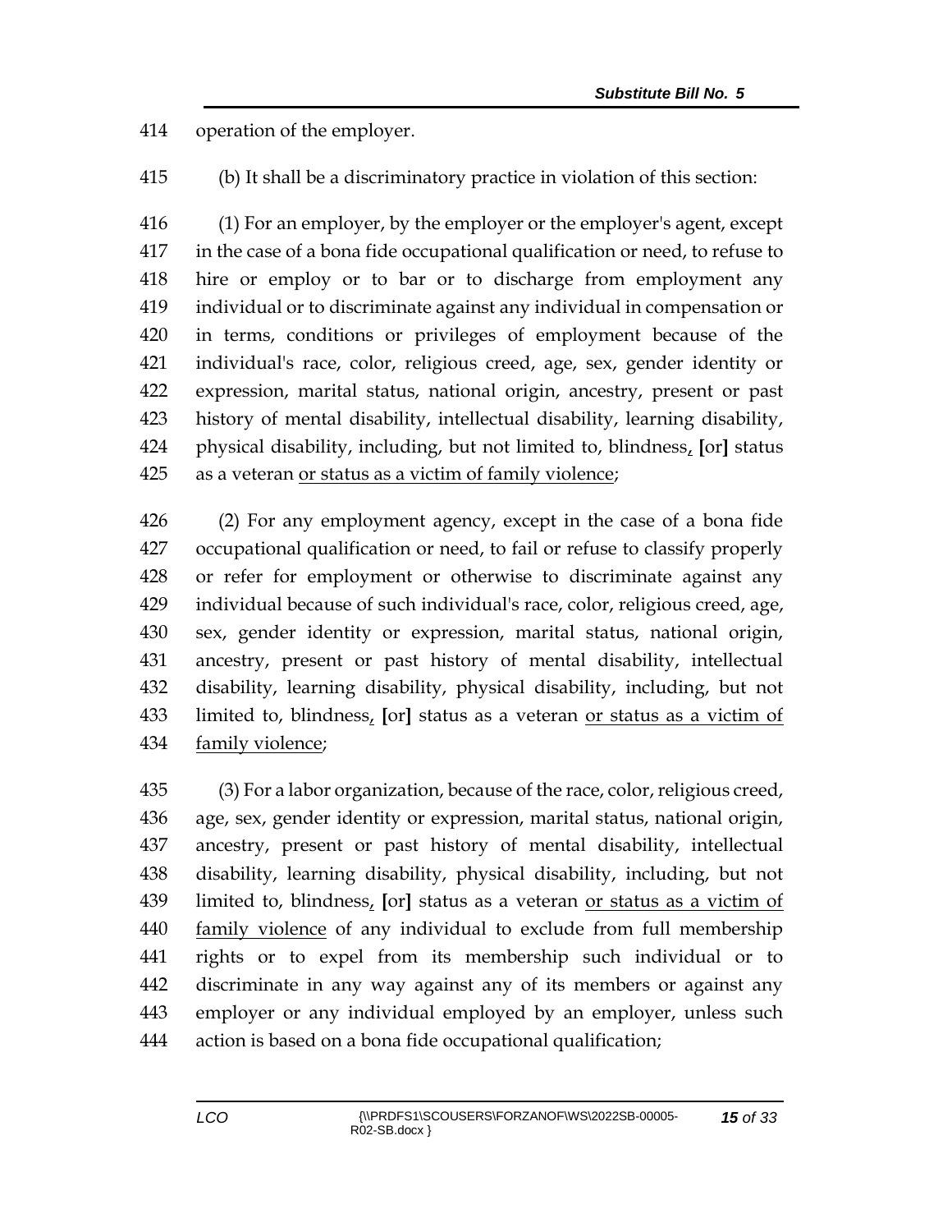operation of the employer.

(b) It shall be a discriminatory practice in violation of this section:

(1) For an employer, by the employer or the employer's agent, except in the case of a bona fide occupational qualification or need, to refuse to hire or employ or to bar or to discharge from employment any individual or to discriminate against any individual in compensation or in terms, conditions or privileges of employment because of the individual's race, color, religious creed, age, sex, gender identity or expression, marital status, national origin, ancestry, present or past history of mental disability, intellectual disability, learning disability, physical disability, including, but not limited to, blindness, **[**or**]** status as a veteran <u>or status as a victim of family violence</u>;

(2) For any employment agency, except in the case of a bona fide occupational qualification or need, to fail or refuse to classify properly or refer for employment or otherwise to discriminate against any individual because of such individual's race, color, religious creed, age, sex, gender identity or expression, marital status, national origin, ancestry, present or past history of mental disability, intellectual disability, learning disability, physical disability, including, but not limited to, blindness, **[**or**]** status as a veteran <u>or status as a victim of family violence</u>;

(3) For a labor organization, because of the race, color, religious creed, age, sex, gender identity or expression, marital status, national origin, ancestry, present or past history of mental disability, intellectual disability, learning disability, physical disability, including, but not limited to, blindness, **[**or**]** status as a veteran <u>or status as a victim of family violence</u> of any individual to exclude from full membership rights or to expel from its membership such individual or to discriminate in any way against any of its members or against any employer or any individual employed by an employer, unless such action is based on a bona fide occupational qualification;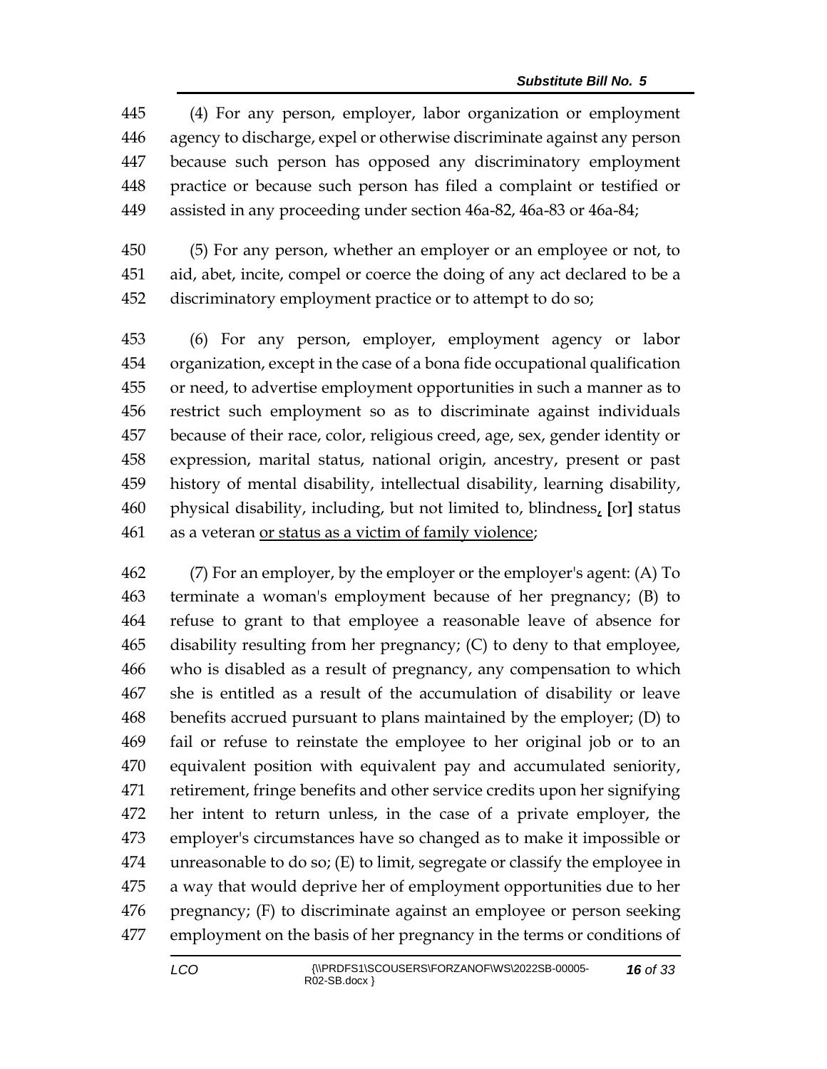(4) For any person, employer, labor organization or employment agency to discharge, expel or otherwise discriminate against any person because such person has opposed any discriminatory employment practice or because such person has filed a complaint or testified or assisted in any proceeding under section 46a-82, 46a-83 or 46a-84;

(5) For any person, whether an employer or an employee or not, to aid, abet, incite, compel or coerce the doing of any act declared to be a discriminatory employment practice or to attempt to do so;

(6) For any person, employer, employment agency or labor organization, except in the case of a bona fide occupational qualification or need, to advertise employment opportunities in such a manner as to restrict such employment so as to discriminate against individuals because of their race, color, religious creed, age, sex, gender identity or expression, marital status, national origin, ancestry, present or past history of mental disability, intellectual disability, learning disability, physical disability, including, but not limited to, blindness, [or] status as a veteran <u>or status as a victim of family violence</u>;

(7) For an employer, by the employer or the employer's agent: (A) To terminate a woman's employment because of her pregnancy; (B) to refuse to grant to that employee a reasonable leave of absence for disability resulting from her pregnancy; (C) to deny to that employee, who is disabled as a result of pregnancy, any compensation to which she is entitled as a result of the accumulation of disability or leave benefits accrued pursuant to plans maintained by the employer; (D) to fail or refuse to reinstate the employee to her original job or to an equivalent position with equivalent pay and accumulated seniority, retirement, fringe benefits and other service credits upon her signifying her intent to return unless, in the case of a private employer, the employer's circumstances have so changed as to make it impossible or unreasonable to do so; (E) to limit, segregate or classify the employee in a way that would deprive her of employment opportunities due to her pregnancy; (F) to discriminate against an employee or person seeking employment on the basis of her pregnancy in the terms or conditions of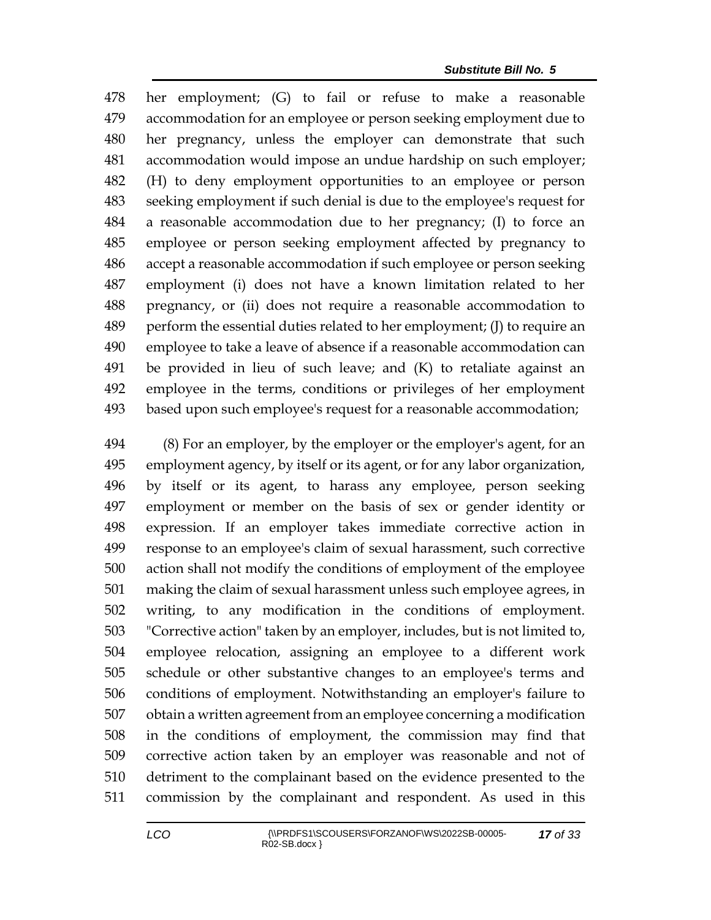her employment; (G) to fail or refuse to make a reasonable accommodation for an employee or person seeking employment due to her pregnancy, unless the employer can demonstrate that such accommodation would impose an undue hardship on such employer; (H) to deny employment opportunities to an employee or person seeking employment if such denial is due to the employee's request for a reasonable accommodation due to her pregnancy; (I) to force an employee or person seeking employment affected by pregnancy to accept a reasonable accommodation if such employee or person seeking employment (i) does not have a known limitation related to her pregnancy, or (ii) does not require a reasonable accommodation to perform the essential duties related to her employment; (J) to require an employee to take a leave of absence if a reasonable accommodation can be provided in lieu of such leave; and (K) to retaliate against an employee in the terms, conditions or privileges of her employment based upon such employee's request for a reasonable accommodation;

(8) For an employer, by the employer or the employer's agent, for an employment agency, by itself or its agent, or for any labor organization, by itself or its agent, to harass any employee, person seeking employment or member on the basis of sex or gender identity or expression. If an employer takes immediate corrective action in response to an employee's claim of sexual harassment, such corrective action shall not modify the conditions of employment of the employee making the claim of sexual harassment unless such employee agrees, in writing, to any modification in the conditions of employment. "Corrective action" taken by an employer, includes, but is not limited to, employee relocation, assigning an employee to a different work schedule or other substantive changes to an employee's terms and conditions of employment. Notwithstanding an employer's failure to obtain a written agreement from an employee concerning a modification in the conditions of employment, the commission may find that corrective action taken by an employer was reasonable and not of detriment to the complainant based on the evidence presented to the commission by the complainant and respondent. As used in this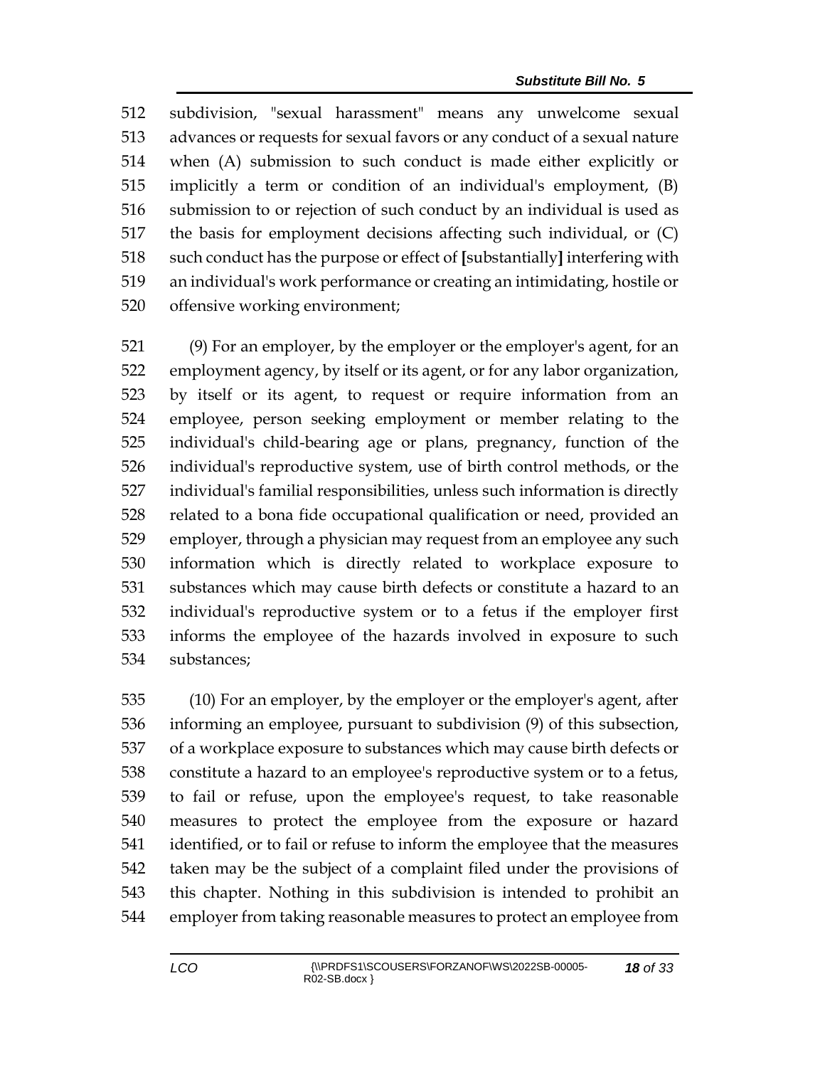subdivision, "sexual harassment" means any unwelcome sexual advances or requests for sexual favors or any conduct of a sexual nature when (A) submission to such conduct is made either explicitly or implicitly a term or condition of an individual's employment, (B) submission to or rejection of such conduct by an individual is used as the basis for employment decisions affecting such individual, or (C) such conduct has the purpose or effect of **[**substantially**]** interfering with an individual's work performance or creating an intimidating, hostile or offensive working environment;

(9) For an employer, by the employer or the employer's agent, for an employment agency, by itself or its agent, or for any labor organization, by itself or its agent, to request or require information from an employee, person seeking employment or member relating to the individual's child-bearing age or plans, pregnancy, function of the individual's reproductive system, use of birth control methods, or the individual's familial responsibilities, unless such information is directly related to a bona fide occupational qualification or need, provided an employer, through a physician may request from an employee any such information which is directly related to workplace exposure to substances which may cause birth defects or constitute a hazard to an individual's reproductive system or to a fetus if the employer first informs the employee of the hazards involved in exposure to such substances;

(10) For an employer, by the employer or the employer's agent, after informing an employee, pursuant to subdivision (9) of this subsection, of a workplace exposure to substances which may cause birth defects or constitute a hazard to an employee's reproductive system or to a fetus, to fail or refuse, upon the employee's request, to take reasonable measures to protect the employee from the exposure or hazard identified, or to fail or refuse to inform the employee that the measures taken may be the subject of a complaint filed under the provisions of this chapter. Nothing in this subdivision is intended to prohibit an employer from taking reasonable measures to protect an employee from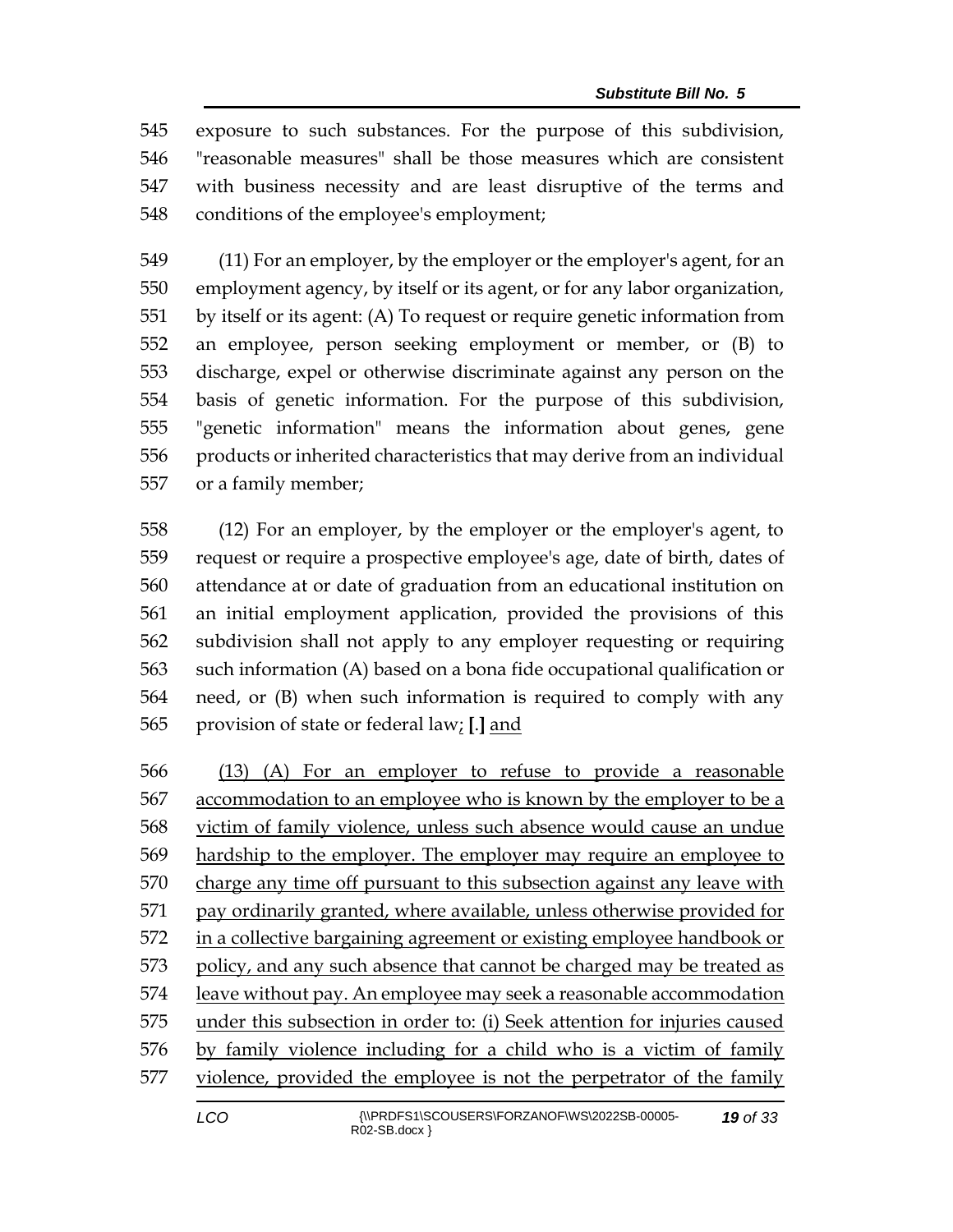545 exposure to such substances. For the purpose of this subdivision,
546 "reasonable measures" shall be those measures which are consistent
547 with business necessity and are least disruptive of the terms and
548 conditions of the employee's employment;

549 (11) For an employer, by the employer or the employer's agent, for an
550 employment agency, by itself or its agent, or for any labor organization,
551 by itself or its agent: (A) To request or require genetic information from
552 an employee, person seeking employment or member, or (B) to
553 discharge, expel or otherwise discriminate against any person on the
554 basis of genetic information. For the purpose of this subdivision,
555 "genetic information" means the information about genes, gene
556 products or inherited characteristics that may derive from an individual
557 or a family member;

558 (12) For an employer, by the employer or the employer's agent, to
559 request or require a prospective employee's age, date of birth, dates of
560 attendance at or date of graduation from an educational institution on
561 an initial employment application, provided the provisions of this
562 subdivision shall not apply to any employer requesting or requiring
563 such information (A) based on a bona fide occupational qualification or
564 need, or (B) when such information is required to comply with any
565 provision of state or federal law<u>;</u> **[**.**]** <u>and</u>

566 <u>(13) (A) For an employer to refuse to provide a reasonable</u>
567 <u>accommodation to an employee who is known by the employer to be a</u>
568 <u>victim of family violence, unless such absence would cause an undue</u>
569 <u>hardship to the employer. The employer may require an employee to</u>
570 <u>charge any time off pursuant to this subsection against any leave with</u>
571 <u>pay ordinarily granted, where available, unless otherwise provided for</u>
572 <u>in a collective bargaining agreement or existing employee handbook or</u>
573 <u>policy, and any such absence that cannot be charged may be treated as</u>
574 <u>leave without pay. An employee may seek a reasonable accommodation</u>
575 <u>under this subsection in order to: (i) Seek attention for injuries caused</u>
576 <u>by family violence including for a child who is a victim of family</u>
577 <u>violence, provided the employee is not the perpetrator of the family</u>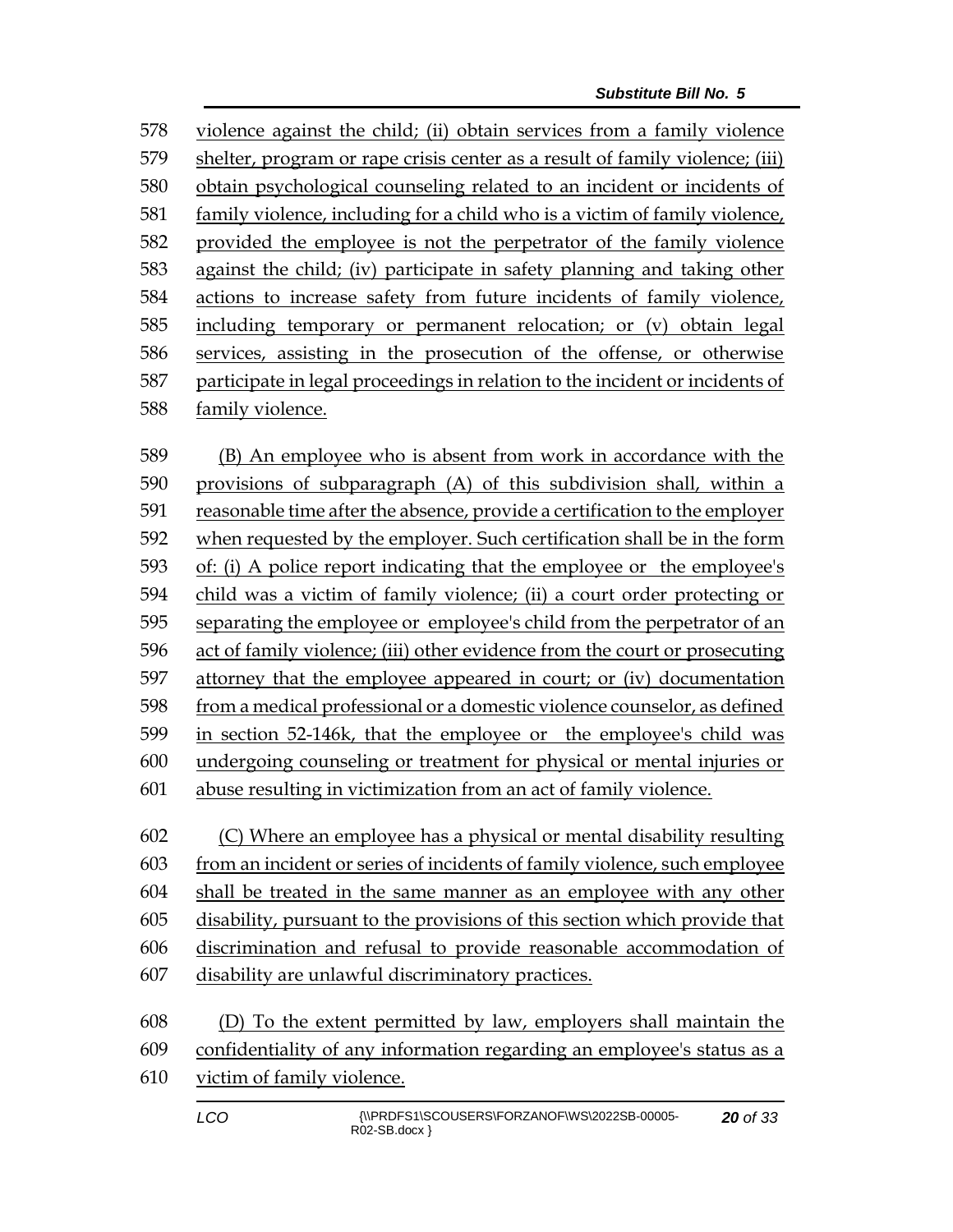578 violence against the child; (ii) obtain services from a family violence
579 shelter, program or rape crisis center as a result of family violence; (iii)
580 obtain psychological counseling related to an incident or incidents of
581 family violence, including for a child who is a victim of family violence,
582 provided the employee is not the perpetrator of the family violence
583 against the child; (iv) participate in safety planning and taking other
584 actions to increase safety from future incidents of family violence,
585 including temporary or permanent relocation; or (v) obtain legal
586 services, assisting in the prosecution of the offense, or otherwise
587 participate in legal proceedings in relation to the incident or incidents of
588 family violence.

589 (B) An employee who is absent from work in accordance with the
590 provisions of subparagraph (A) of this subdivision shall, within a
591 reasonable time after the absence, provide a certification to the employer
592 when requested by the employer. Such certification shall be in the form
593 of: (i) A police report indicating that the employee or the employee's
594 child was a victim of family violence; (ii) a court order protecting or
595 separating the employee or employee's child from the perpetrator of an
596 act of family violence; (iii) other evidence from the court or prosecuting
597 attorney that the employee appeared in court; or (iv) documentation
598 from a medical professional or a domestic violence counselor, as defined
599 in section 52-146k, that the employee or the employee's child was
600 undergoing counseling or treatment for physical or mental injuries or
601 abuse resulting in victimization from an act of family violence.

602 (C) Where an employee has a physical or mental disability resulting
603 from an incident or series of incidents of family violence, such employee
604 shall be treated in the same manner as an employee with any other
605 disability, pursuant to the provisions of this section which provide that
606 discrimination and refusal to provide reasonable accommodation of
607 disability are unlawful discriminatory practices.

608 (D) To the extent permitted by law, employers shall maintain the
609 confidentiality of any information regarding an employee's status as a
610 victim of family violence.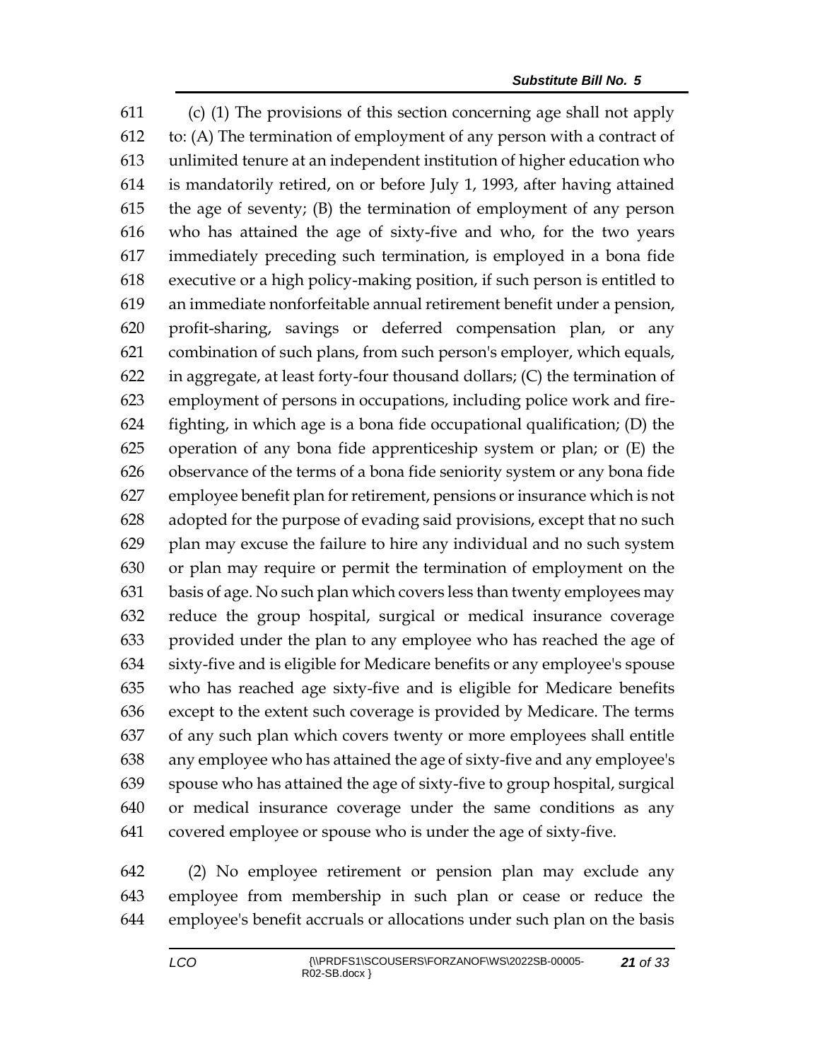(c) (1) The provisions of this section concerning age shall not apply to: (A) The termination of employment of any person with a contract of unlimited tenure at an independent institution of higher education who is mandatorily retired, on or before July 1, 1993, after having attained the age of seventy; (B) the termination of employment of any person who has attained the age of sixty-five and who, for the two years immediately preceding such termination, is employed in a bona fide executive or a high policy-making position, if such person is entitled to an immediate nonforfeitable annual retirement benefit under a pension, profit-sharing, savings or deferred compensation plan, or any combination of such plans, from such person's employer, which equals, in aggregate, at least forty-four thousand dollars; (C) the termination of employment of persons in occupations, including police work and fire-fighting, in which age is a bona fide occupational qualification; (D) the operation of any bona fide apprenticeship system or plan; or (E) the observance of the terms of a bona fide seniority system or any bona fide employee benefit plan for retirement, pensions or insurance which is not adopted for the purpose of evading said provisions, except that no such plan may excuse the failure to hire any individual and no such system or plan may require or permit the termination of employment on the basis of age. No such plan which covers less than twenty employees may reduce the group hospital, surgical or medical insurance coverage provided under the plan to any employee who has reached the age of sixty-five and is eligible for Medicare benefits or any employee's spouse who has reached age sixty-five and is eligible for Medicare benefits except to the extent such coverage is provided by Medicare. The terms of any such plan which covers twenty or more employees shall entitle any employee who has attained the age of sixty-five and any employee's spouse who has attained the age of sixty-five to group hospital, surgical or medical insurance coverage under the same conditions as any covered employee or spouse who is under the age of sixty-five.

(2) No employee retirement or pension plan may exclude any employee from membership in such plan or cease or reduce the employee's benefit accruals or allocations under such plan on the basis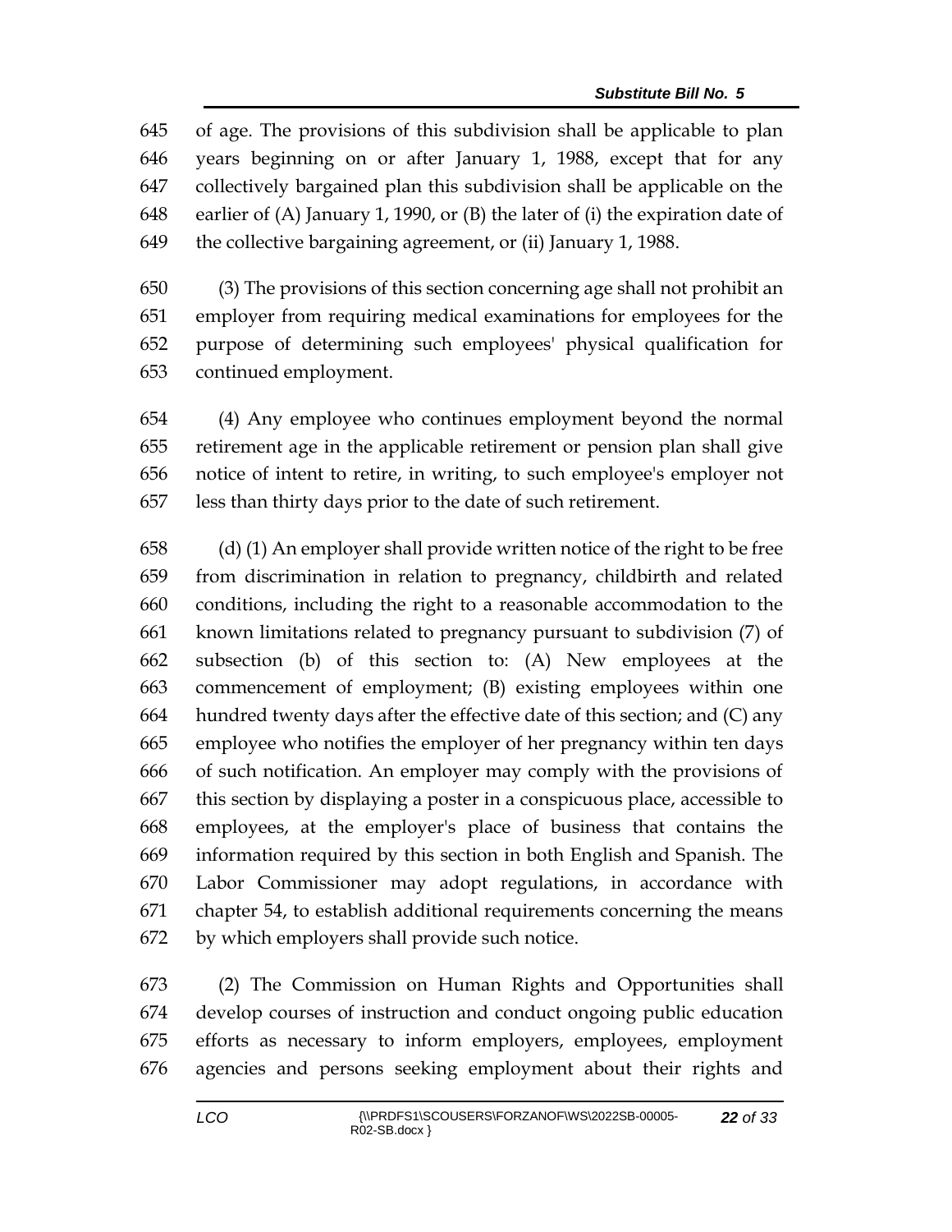of age. The provisions of this subdivision shall be applicable to plan years beginning on or after January 1, 1988, except that for any collectively bargained plan this subdivision shall be applicable on the earlier of (A) January 1, 1990, or (B) the later of (i) the expiration date of the collective bargaining agreement, or (ii) January 1, 1988.

(3) The provisions of this section concerning age shall not prohibit an employer from requiring medical examinations for employees for the purpose of determining such employees' physical qualification for continued employment.

(4) Any employee who continues employment beyond the normal retirement age in the applicable retirement or pension plan shall give notice of intent to retire, in writing, to such employee's employer not less than thirty days prior to the date of such retirement.

(d) (1) An employer shall provide written notice of the right to be free from discrimination in relation to pregnancy, childbirth and related conditions, including the right to a reasonable accommodation to the known limitations related to pregnancy pursuant to subdivision (7) of subsection (b) of this section to: (A) New employees at the commencement of employment; (B) existing employees within one hundred twenty days after the effective date of this section; and (C) any employee who notifies the employer of her pregnancy within ten days of such notification. An employer may comply with the provisions of this section by displaying a poster in a conspicuous place, accessible to employees, at the employer's place of business that contains the information required by this section in both English and Spanish. The Labor Commissioner may adopt regulations, in accordance with chapter 54, to establish additional requirements concerning the means by which employers shall provide such notice.

(2) The Commission on Human Rights and Opportunities shall develop courses of instruction and conduct ongoing public education efforts as necessary to inform employers, employees, employment agencies and persons seeking employment about their rights and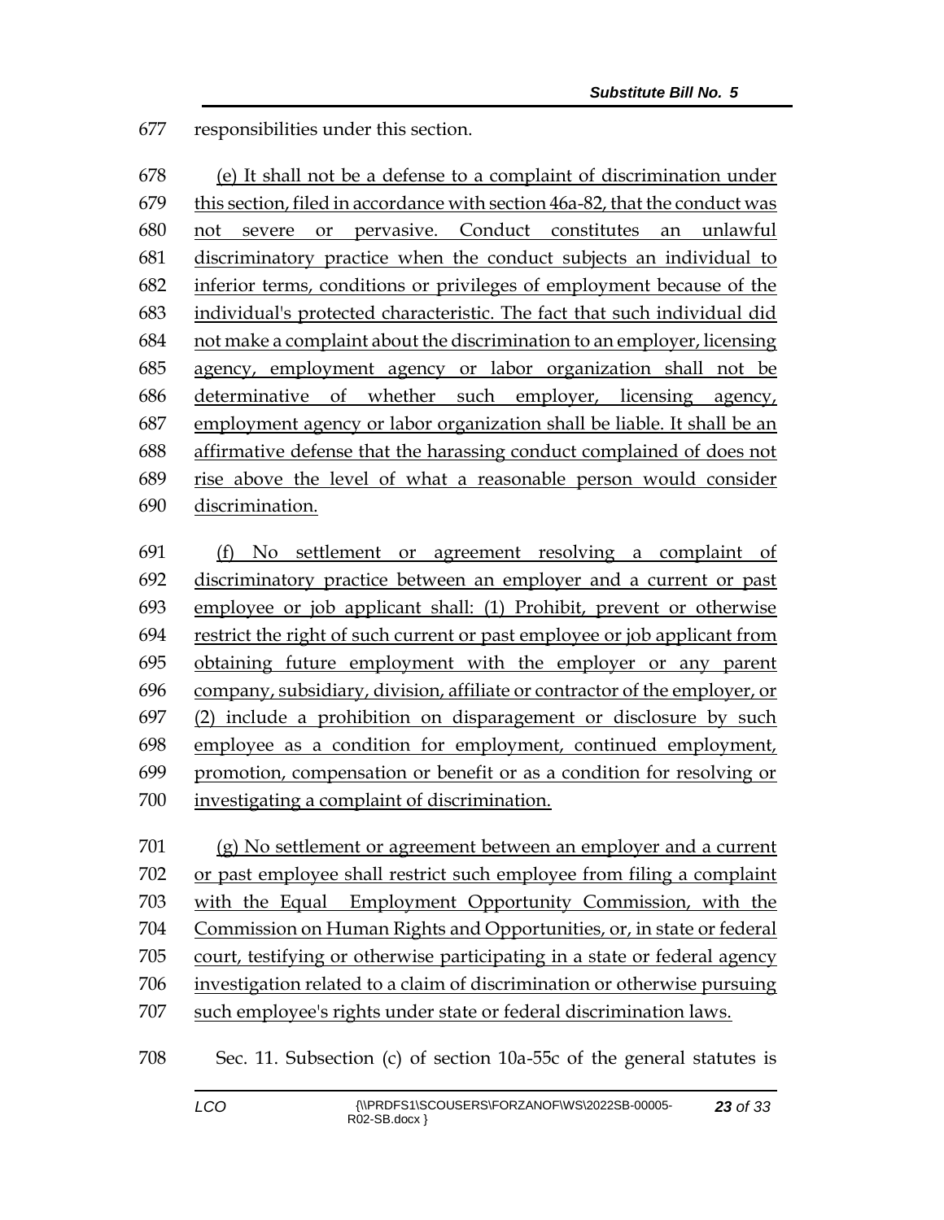677 responsibilities under this section.

678 (e) It shall not be a defense to a complaint of discrimination under
679 this section, filed in accordance with section 46a-82, that the conduct was
680 not severe or pervasive. Conduct constitutes an unlawful
681 discriminatory practice when the conduct subjects an individual to
682 inferior terms, conditions or privileges of employment because of the
683 individual's protected characteristic. The fact that such individual did
684 not make a complaint about the discrimination to an employer, licensing
685 agency, employment agency or labor organization shall not be
686 determinative of whether such employer, licensing agency,
687 employment agency or labor organization shall be liable. It shall be an
688 affirmative defense that the harassing conduct complained of does not
689 rise above the level of what a reasonable person would consider
690 discrimination.

691 (f) No settlement or agreement resolving a complaint of
692 discriminatory practice between an employer and a current or past
693 employee or job applicant shall: (1) Prohibit, prevent or otherwise
694 restrict the right of such current or past employee or job applicant from
695 obtaining future employment with the employer or any parent
696 company, subsidiary, division, affiliate or contractor of the employer, or
697 (2) include a prohibition on disparagement or disclosure by such
698 employee as a condition for employment, continued employment,
699 promotion, compensation or benefit or as a condition for resolving or
700 investigating a complaint of discrimination.

701 (g) No settlement or agreement between an employer and a current
702 or past employee shall restrict such employee from filing a complaint
703 with the Equal Employment Opportunity Commission, with the
704 Commission on Human Rights and Opportunities, or, in state or federal
705 court, testifying or otherwise participating in a state or federal agency
706 investigation related to a claim of discrimination or otherwise pursuing
707 such employee's rights under state or federal discrimination laws.

708 Sec. 11. Subsection (c) of section 10a-55c of the general statutes is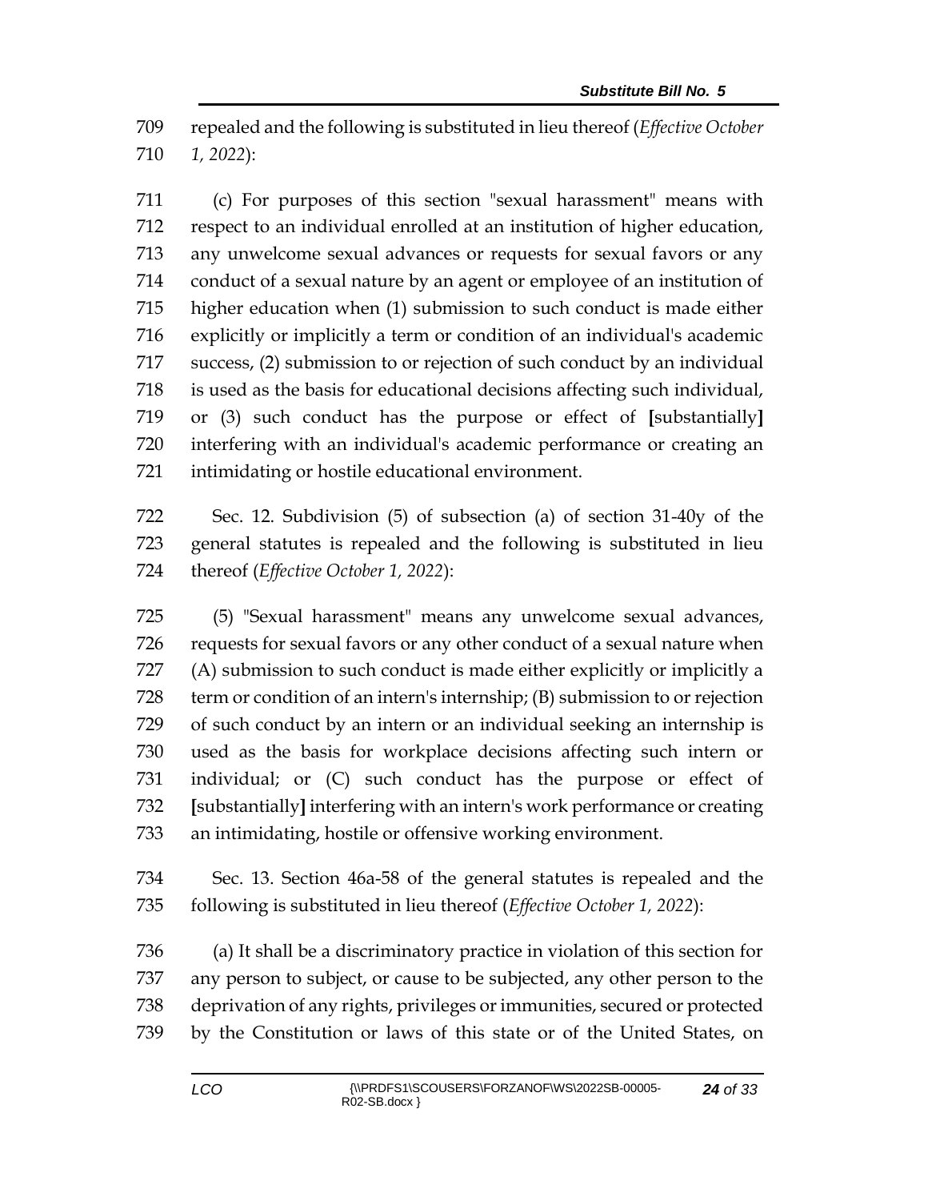repealed and the following is substituted in lieu thereof (*Effective October 1, 2022*):

(c) For purposes of this section "sexual harassment" means with respect to an individual enrolled at an institution of higher education, any unwelcome sexual advances or requests for sexual favors or any conduct of a sexual nature by an agent or employee of an institution of higher education when (1) submission to such conduct is made either explicitly or implicitly a term or condition of an individual's academic success, (2) submission to or rejection of such conduct by an individual is used as the basis for educational decisions affecting such individual, or (3) such conduct has the purpose or effect of **[**substantially**]** interfering with an individual's academic performance or creating an intimidating or hostile educational environment.

Sec. 12. Subdivision (5) of subsection (a) of section 31-40y of the general statutes is repealed and the following is substituted in lieu thereof (*Effective October 1, 2022*):

(5) "Sexual harassment" means any unwelcome sexual advances, requests for sexual favors or any other conduct of a sexual nature when (A) submission to such conduct is made either explicitly or implicitly a term or condition of an intern's internship; (B) submission to or rejection of such conduct by an intern or an individual seeking an internship is used as the basis for workplace decisions affecting such intern or individual; or (C) such conduct has the purpose or effect of **[**substantially**]** interfering with an intern's work performance or creating an intimidating, hostile or offensive working environment.

Sec. 13. Section 46a-58 of the general statutes is repealed and the following is substituted in lieu thereof (*Effective October 1, 2022*):

(a) It shall be a discriminatory practice in violation of this section for any person to subject, or cause to be subjected, any other person to the deprivation of any rights, privileges or immunities, secured or protected by the Constitution or laws of this state or of the United States, on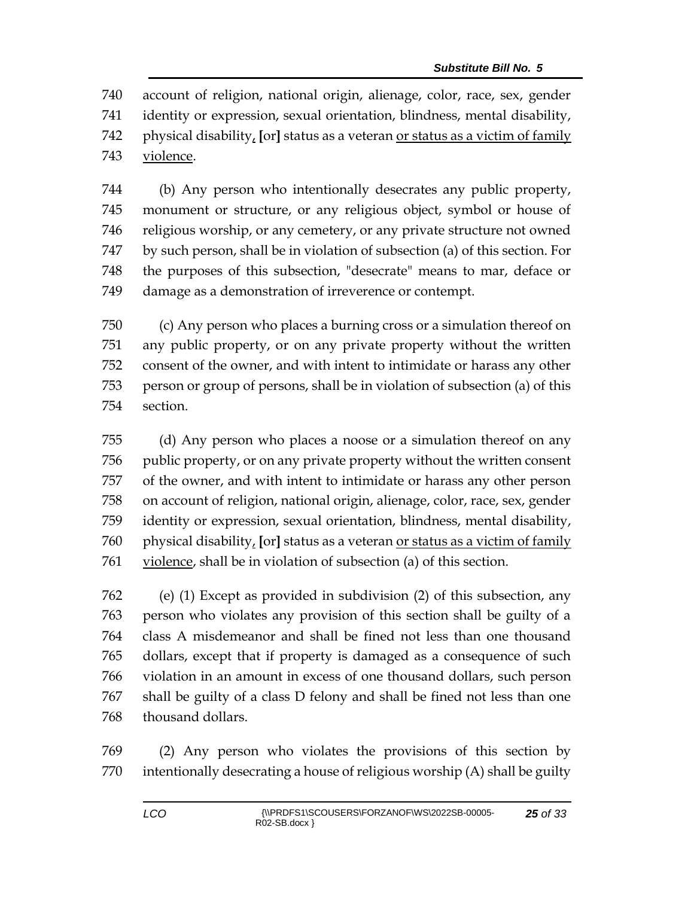740 account of religion, national origin, alienage, color, race, sex, gender
741 identity or expression, sexual orientation, blindness, mental disability,
742 physical disability, [or] status as a veteran <u>or status as a victim of family</u>
743 <u>violence</u>.

744 (b) Any person who intentionally desecrates any public property,
745 monument or structure, or any religious object, symbol or house of
746 religious worship, or any cemetery, or any private structure not owned
747 by such person, shall be in violation of subsection (a) of this section. For
748 the purposes of this subsection, "desecrate" means to mar, deface or
749 damage as a demonstration of irreverence or contempt.

750 (c) Any person who places a burning cross or a simulation thereof on
751 any public property, or on any private property without the written
752 consent of the owner, and with intent to intimidate or harass any other
753 person or group of persons, shall be in violation of subsection (a) of this
754 section.

755 (d) Any person who places a noose or a simulation thereof on any
756 public property, or on any private property without the written consent
757 of the owner, and with intent to intimidate or harass any other person
758 on account of religion, national origin, alienage, color, race, sex, gender
759 identity or expression, sexual orientation, blindness, mental disability,
760 physical disability, [or] status as a veteran <u>or status as a victim of family</u>
761 <u>violence</u>, shall be in violation of subsection (a) of this section.

762 (e) (1) Except as provided in subdivision (2) of this subsection, any
763 person who violates any provision of this section shall be guilty of a
764 class A misdemeanor and shall be fined not less than one thousand
765 dollars, except that if property is damaged as a consequence of such
766 violation in an amount in excess of one thousand dollars, such person
767 shall be guilty of a class D felony and shall be fined not less than one
768 thousand dollars.

769 (2) Any person who violates the provisions of this section by
770 intentionally desecrating a house of religious worship (A) shall be guilty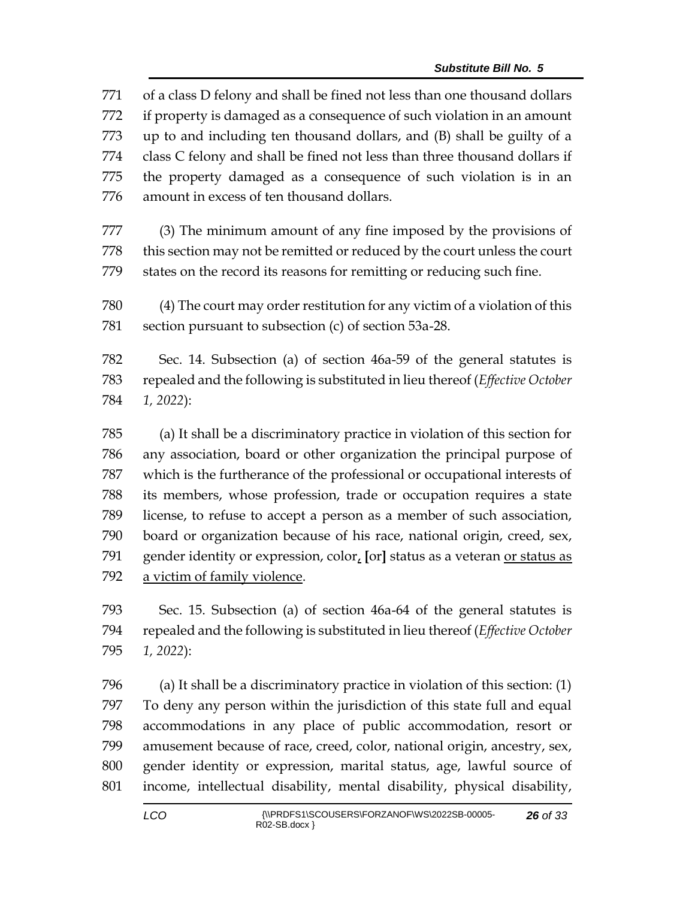of a class D felony and shall be fined not less than one thousand dollars if property is damaged as a consequence of such violation in an amount up to and including ten thousand dollars, and (B) shall be guilty of a class C felony and shall be fined not less than three thousand dollars if the property damaged as a consequence of such violation is in an amount in excess of ten thousand dollars.

(3) The minimum amount of any fine imposed by the provisions of this section may not be remitted or reduced by the court unless the court states on the record its reasons for remitting or reducing such fine.

(4) The court may order restitution for any victim of a violation of this section pursuant to subsection (c) of section 53a-28.

Sec. 14. Subsection (a) of section 46a-59 of the general statutes is repealed and the following is substituted in lieu thereof (*Effective October 1, 2022*):

(a) It shall be a discriminatory practice in violation of this section for any association, board or other organization the principal purpose of which is the furtherance of the professional or occupational interests of its members, whose profession, trade or occupation requires a state license, to refuse to accept a person as a member of such association, board or organization because of his race, national origin, creed, sex, gender identity or expression, color, **[**or**]** status as a veteran or status as a victim of family violence.

Sec. 15. Subsection (a) of section 46a-64 of the general statutes is repealed and the following is substituted in lieu thereof (*Effective October 1, 2022*):

(a) It shall be a discriminatory practice in violation of this section: (1) To deny any person within the jurisdiction of this state full and equal accommodations in any place of public accommodation, resort or amusement because of race, creed, color, national origin, ancestry, sex, gender identity or expression, marital status, age, lawful source of income, intellectual disability, mental disability, physical disability,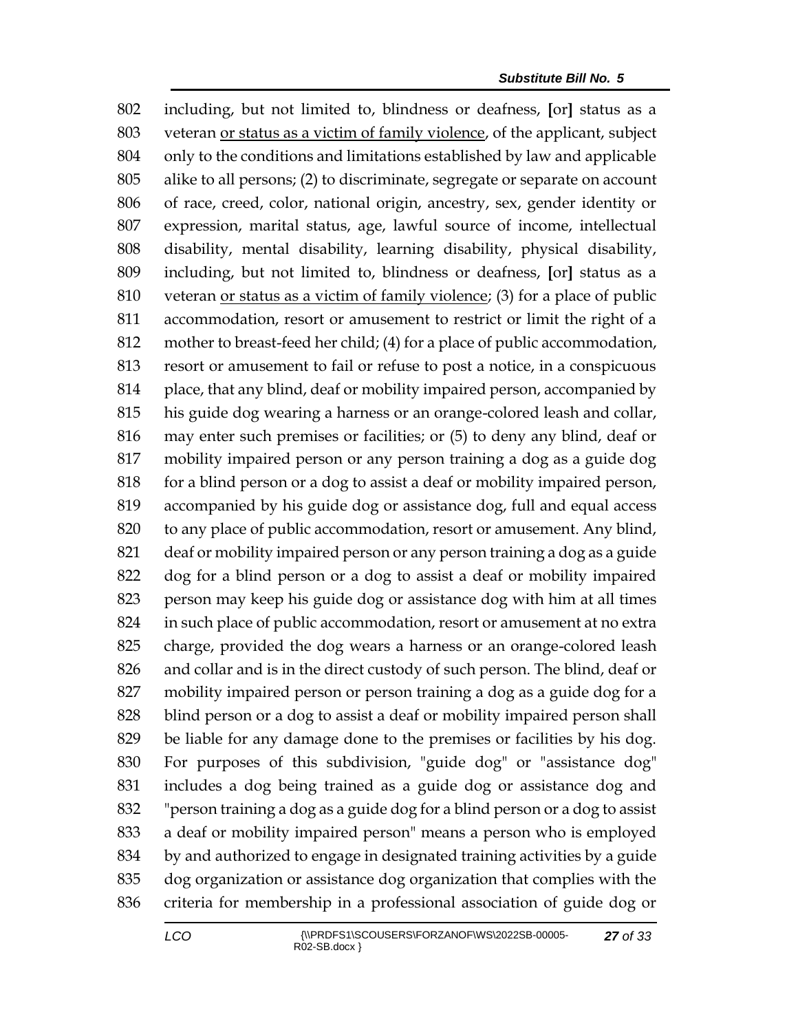802 including, but not limited to, blindness or deafness, [or] status as a
803 veteran <u>or status as a victim of family violence</u>, of the applicant, subject
804 only to the conditions and limitations established by law and applicable
805 alike to all persons; (2) to discriminate, segregate or separate on account
806 of race, creed, color, national origin, ancestry, sex, gender identity or
807 expression, marital status, age, lawful source of income, intellectual
808 disability, mental disability, learning disability, physical disability,
809 including, but not limited to, blindness or deafness, [or] status as a
810 veteran <u>or status as a victim of family violence</u>; (3) for a place of public
811 accommodation, resort or amusement to restrict or limit the right of a
812 mother to breast-feed her child; (4) for a place of public accommodation,
813 resort or amusement to fail or refuse to post a notice, in a conspicuous
814 place, that any blind, deaf or mobility impaired person, accompanied by
815 his guide dog wearing a harness or an orange-colored leash and collar,
816 may enter such premises or facilities; or (5) to deny any blind, deaf or
817 mobility impaired person or any person training a dog as a guide dog
818 for a blind person or a dog to assist a deaf or mobility impaired person,
819 accompanied by his guide dog or assistance dog, full and equal access
820 to any place of public accommodation, resort or amusement. Any blind,
821 deaf or mobility impaired person or any person training a dog as a guide
822 dog for a blind person or a dog to assist a deaf or mobility impaired
823 person may keep his guide dog or assistance dog with him at all times
824 in such place of public accommodation, resort or amusement at no extra
825 charge, provided the dog wears a harness or an orange-colored leash
826 and collar and is in the direct custody of such person. The blind, deaf or
827 mobility impaired person or person training a dog as a guide dog for a
828 blind person or a dog to assist a deaf or mobility impaired person shall
829 be liable for any damage done to the premises or facilities by his dog.
830 For purposes of this subdivision, "guide dog" or "assistance dog"
831 includes a dog being trained as a guide dog or assistance dog and
832 "person training a dog as a guide dog for a blind person or a dog to assist
833 a deaf or mobility impaired person" means a person who is employed
834 by and authorized to engage in designated training activities by a guide
835 dog organization or assistance dog organization that complies with the
836 criteria for membership in a professional association of guide dog or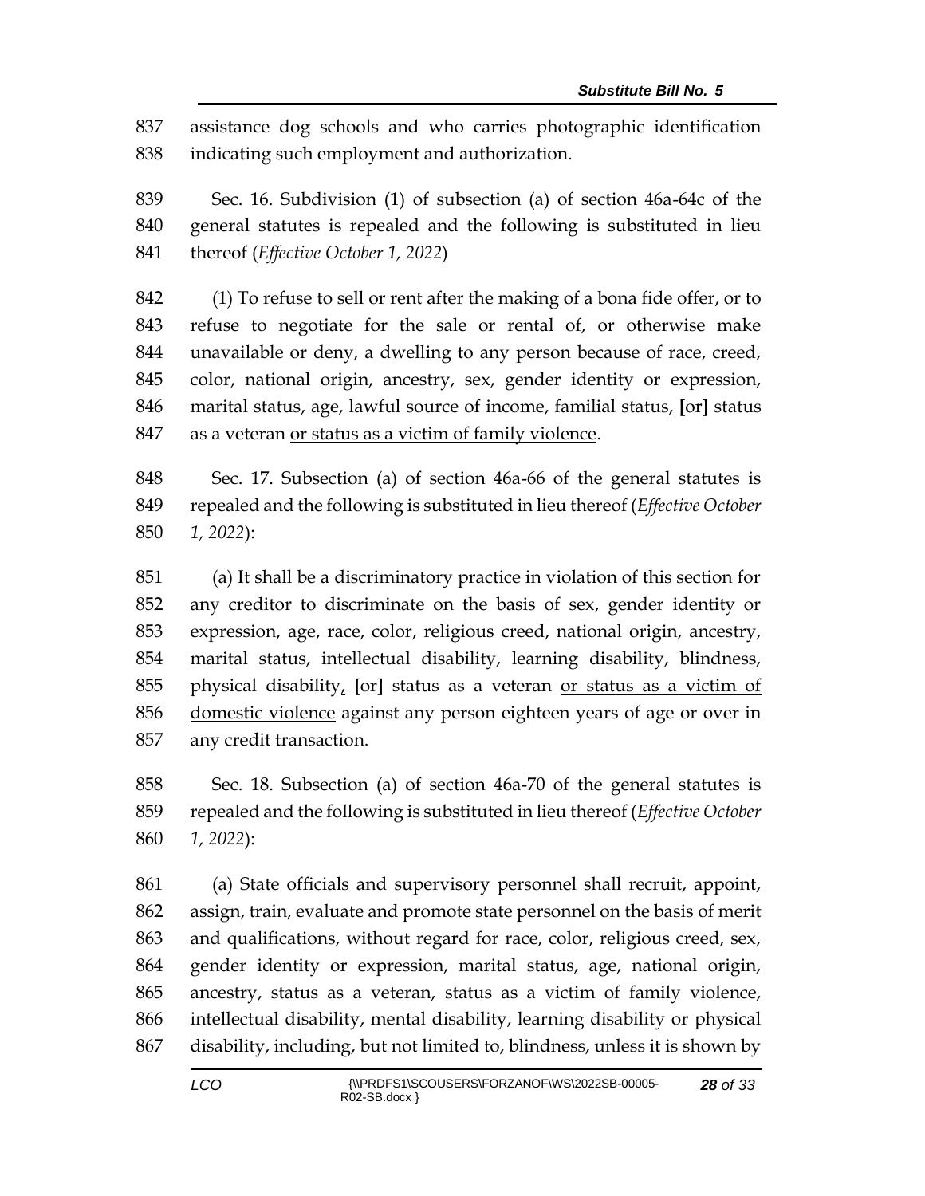assistance dog schools and who carries photographic identification indicating such employment and authorization.

Sec. 16. Subdivision (1) of subsection (a) of section 46a-64c of the general statutes is repealed and the following is substituted in lieu thereof (*Effective October 1, 2022*)

(1) To refuse to sell or rent after the making of a bona fide offer, or to refuse to negotiate for the sale or rental of, or otherwise make unavailable or deny, a dwelling to any person because of race, creed, color, national origin, ancestry, sex, gender identity or expression, marital status, age, lawful source of income, familial status, **[**or**]** status as a veteran or status as a victim of family violence.

Sec. 17. Subsection (a) of section 46a-66 of the general statutes is repealed and the following is substituted in lieu thereof (*Effective October 1, 2022*):

(a) It shall be a discriminatory practice in violation of this section for any creditor to discriminate on the basis of sex, gender identity or expression, age, race, color, religious creed, national origin, ancestry, marital status, intellectual disability, learning disability, blindness, physical disability, **[**or**]** status as a veteran or status as a victim of domestic violence against any person eighteen years of age or over in any credit transaction.

Sec. 18. Subsection (a) of section 46a-70 of the general statutes is repealed and the following is substituted in lieu thereof (*Effective October 1, 2022*):

(a) State officials and supervisory personnel shall recruit, appoint, assign, train, evaluate and promote state personnel on the basis of merit and qualifications, without regard for race, color, religious creed, sex, gender identity or expression, marital status, age, national origin, ancestry, status as a veteran, status as a victim of family violence, intellectual disability, mental disability, learning disability or physical disability, including, but not limited to, blindness, unless it is shown by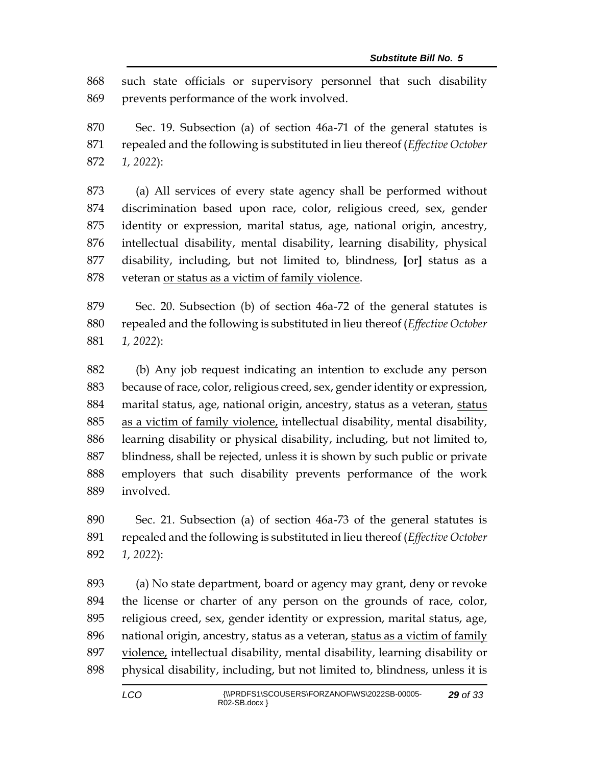such state officials or supervisory personnel that such disability prevents performance of the work involved.

Sec. 19. Subsection (a) of section 46a-71 of the general statutes is repealed and the following is substituted in lieu thereof (*Effective October 1, 2022*):

(a) All services of every state agency shall be performed without discrimination based upon race, color, religious creed, sex, gender identity or expression, marital status, age, national origin, ancestry, intellectual disability, mental disability, learning disability, physical disability, including, but not limited to, blindness, **[**or**]** status as a veteran <u>or status as a victim of family violence</u>.

Sec. 20. Subsection (b) of section 46a-72 of the general statutes is repealed and the following is substituted in lieu thereof (*Effective October 1, 2022*):

(b) Any job request indicating an intention to exclude any person because of race, color, religious creed, sex, gender identity or expression, marital status, age, national origin, ancestry, status as a veteran, <u>status as a victim of family violence,</u> intellectual disability, mental disability, learning disability or physical disability, including, but not limited to, blindness, shall be rejected, unless it is shown by such public or private employers that such disability prevents performance of the work involved.

Sec. 21. Subsection (a) of section 46a-73 of the general statutes is repealed and the following is substituted in lieu thereof (*Effective October 1, 2022*):

(a) No state department, board or agency may grant, deny or revoke the license or charter of any person on the grounds of race, color, religious creed, sex, gender identity or expression, marital status, age, national origin, ancestry, status as a veteran, <u>status as a victim of family violence,</u> intellectual disability, mental disability, learning disability or physical disability, including, but not limited to, blindness, unless it is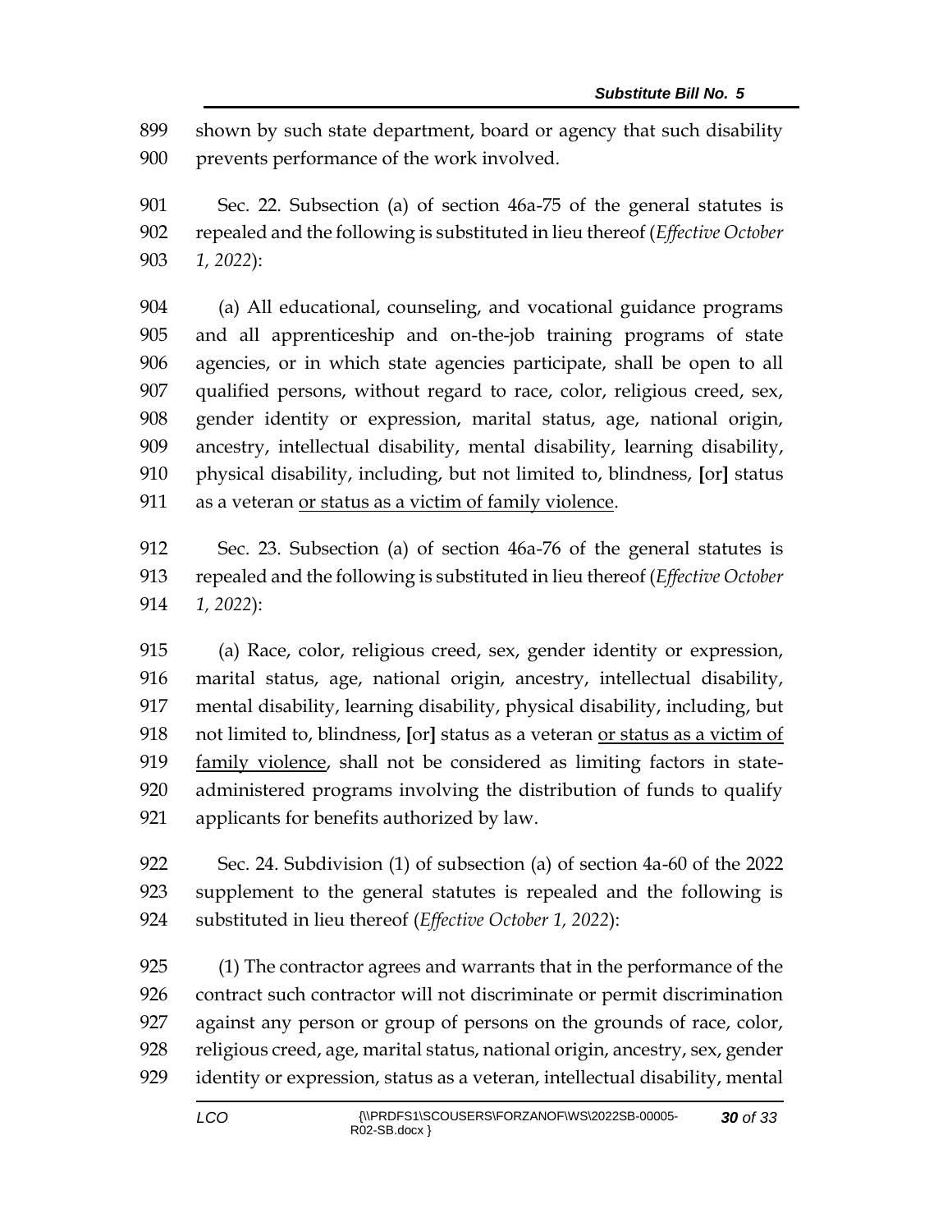shown by such state department, board or agency that such disability prevents performance of the work involved.

Sec. 22. Subsection (a) of section 46a-75 of the general statutes is repealed and the following is substituted in lieu thereof (*Effective October 1, 2022*):

(a) All educational, counseling, and vocational guidance programs and all apprenticeship and on-the-job training programs of state agencies, or in which state agencies participate, shall be open to all qualified persons, without regard to race, color, religious creed, sex, gender identity or expression, marital status, age, national origin, ancestry, intellectual disability, mental disability, learning disability, physical disability, including, but not limited to, blindness, **[**or**]** status as a veteran <u>or status as a victim of family violence</u>.

Sec. 23. Subsection (a) of section 46a-76 of the general statutes is repealed and the following is substituted in lieu thereof (*Effective October 1, 2022*):

(a) Race, color, religious creed, sex, gender identity or expression, marital status, age, national origin, ancestry, intellectual disability, mental disability, learning disability, physical disability, including, but not limited to, blindness, **[**or**]** status as a veteran <u>or status as a victim of family violence</u>, shall not be considered as limiting factors in state-administered programs involving the distribution of funds to qualify applicants for benefits authorized by law.

Sec. 24. Subdivision (1) of subsection (a) of section 4a-60 of the 2022 supplement to the general statutes is repealed and the following is substituted in lieu thereof (*Effective October 1, 2022*):

(1) The contractor agrees and warrants that in the performance of the contract such contractor will not discriminate or permit discrimination against any person or group of persons on the grounds of race, color, religious creed, age, marital status, national origin, ancestry, sex, gender identity or expression, status as a veteran, intellectual disability, mental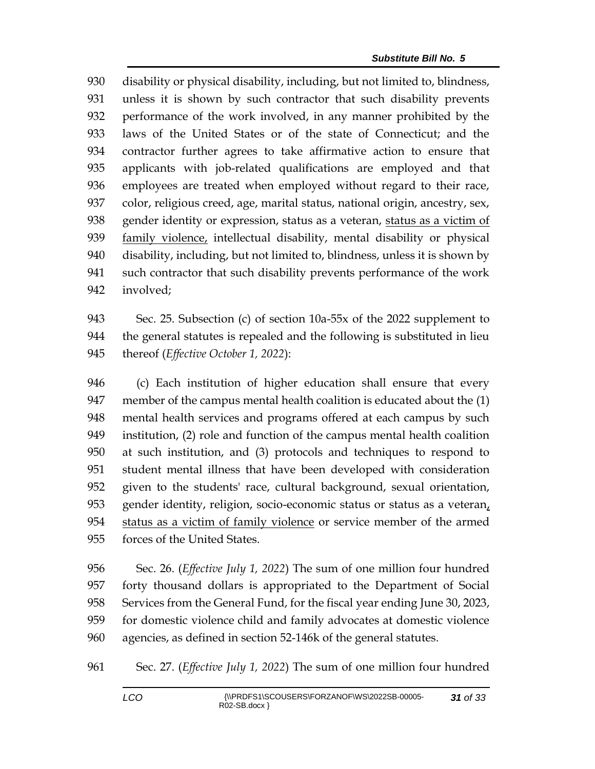disability or physical disability, including, but not limited to, blindness, unless it is shown by such contractor that such disability prevents performance of the work involved, in any manner prohibited by the laws of the United States or of the state of Connecticut; and the contractor further agrees to take affirmative action to ensure that applicants with job-related qualifications are employed and that employees are treated when employed without regard to their race, color, religious creed, age, marital status, national origin, ancestry, sex, gender identity or expression, status as a veteran, <u>status as a victim of family violence,</u> intellectual disability, mental disability or physical disability, including, but not limited to, blindness, unless it is shown by such contractor that such disability prevents performance of the work involved;

Sec. 25. Subsection (c) of section 10a-55x of the 2022 supplement to the general statutes is repealed and the following is substituted in lieu thereof (*Effective October 1, 2022*):

(c) Each institution of higher education shall ensure that every member of the campus mental health coalition is educated about the (1) mental health services and programs offered at each campus by such institution, (2) role and function of the campus mental health coalition at such institution, and (3) protocols and techniques to respond to student mental illness that have been developed with consideration given to the students' race, cultural background, sexual orientation, gender identity, religion, socio-economic status or status as a veteran<u>, status as a victim of family violence</u> or service member of the armed forces of the United States.

Sec. 26. (*Effective July 1, 2022*) The sum of one million four hundred forty thousand dollars is appropriated to the Department of Social Services from the General Fund, for the fiscal year ending June 30, 2023, for domestic violence child and family advocates at domestic violence agencies, as defined in section 52-146k of the general statutes.

Sec. 27. (*Effective July 1, 2022*) The sum of one million four hundred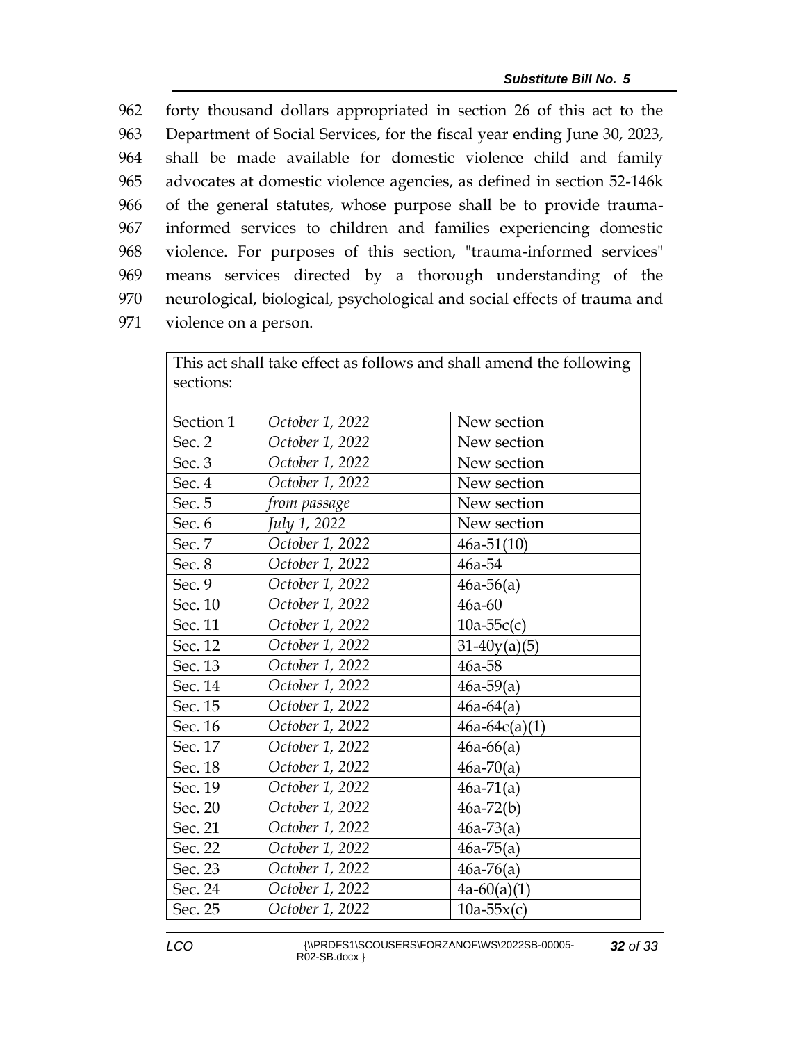962 forty thousand dollars appropriated in section 26 of this act to the
963 Department of Social Services, for the fiscal year ending June 30, 2023,
964 shall be made available for domestic violence child and family
965 advocates at domestic violence agencies, as defined in section 52-146k
966 of the general statutes, whose purpose shall be to provide trauma-
967 informed services to children and families experiencing domestic
968 violence. For purposes of this section, "trauma-informed services"
969 means services directed by a thorough understanding of the
970 neurological, biological, psychological and social effects of trauma and
971 violence on a person.

| This act shall take effect as follows and shall amend the following sections: | | |
|---|---|---|
| Section 1 | *October 1, 2022* | New section |
| Sec. 2 | *October 1, 2022* | New section |
| Sec. 3 | *October 1, 2022* | New section |
| Sec. 4 | *October 1, 2022* | New section |
| Sec. 5 | *from passage* | New section |
| Sec. 6 | *July 1, 2022* | New section |
| Sec. 7 | *October 1, 2022* | 46a-51(10) |
| Sec. 8 | *October 1, 2022* | 46a-54 |
| Sec. 9 | *October 1, 2022* | 46a-56(a) |
| Sec. 10 | *October 1, 2022* | 46a-60 |
| Sec. 11 | *October 1, 2022* | 10a-55c(c) |
| Sec. 12 | *October 1, 2022* | 31-40y(a)(5) |
| Sec. 13 | *October 1, 2022* | 46a-58 |
| Sec. 14 | *October 1, 2022* | 46a-59(a) |
| Sec. 15 | *October 1, 2022* | 46a-64(a) |
| Sec. 16 | *October 1, 2022* | 46a-64c(a)(1) |
| Sec. 17 | *October 1, 2022* | 46a-66(a) |
| Sec. 18 | *October 1, 2022* | 46a-70(a) |
| Sec. 19 | *October 1, 2022* | 46a-71(a) |
| Sec. 20 | *October 1, 2022* | 46a-72(b) |
| Sec. 21 | *October 1, 2022* | 46a-73(a) |
| Sec. 22 | *October 1, 2022* | 46a-75(a) |
| Sec. 23 | *October 1, 2022* | 46a-76(a) |
| Sec. 24 | *October 1, 2022* | 4a-60(a)(1) |
| Sec. 25 | *October 1, 2022* | 10a-55x(c) |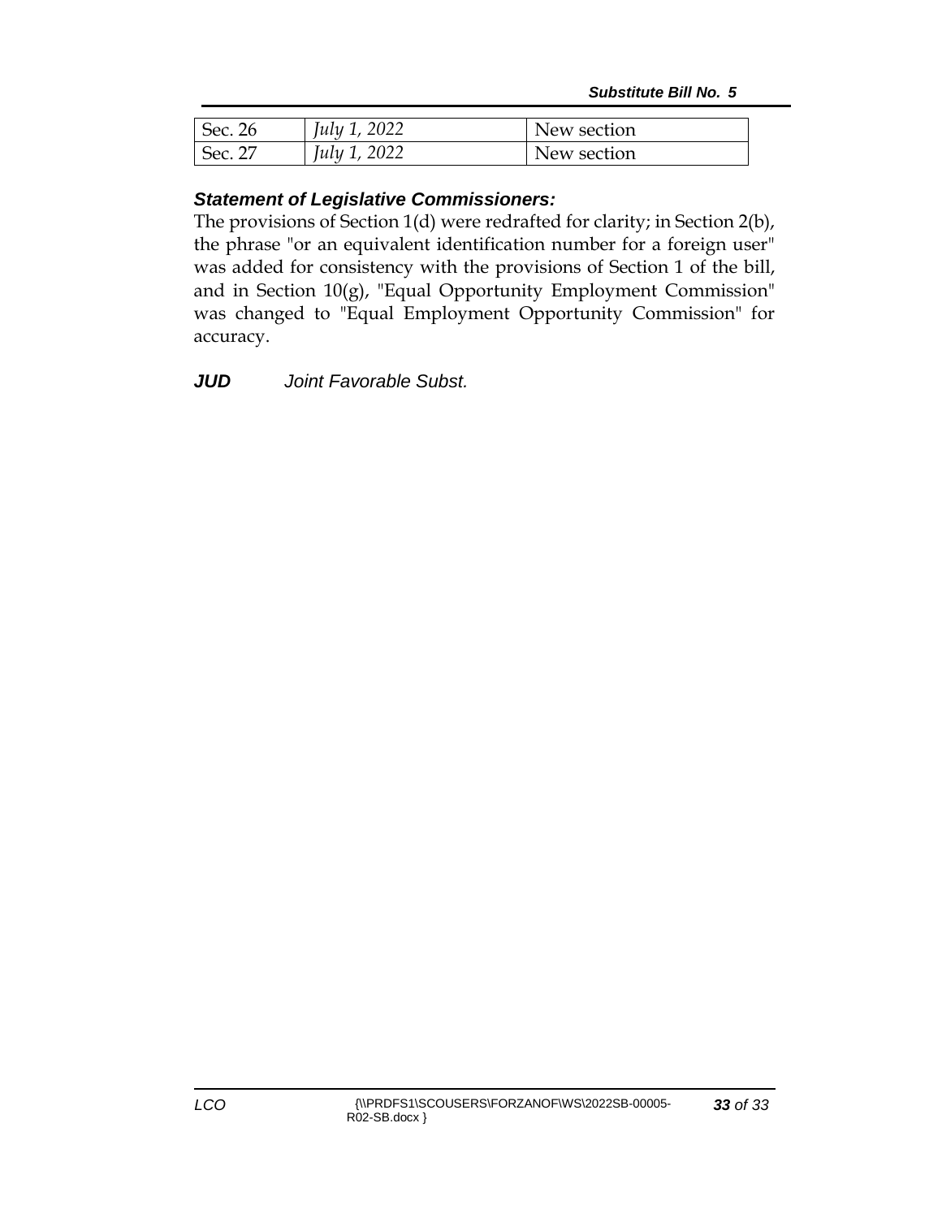| | | |
|---|---|---|
| Sec. 26 | *July 1, 2022* | New section |
| Sec. 27 | *July 1, 2022* | New section |

***Statement of Legislative Commissioners:***

The provisions of Section 1(d) were redrafted for clarity; in Section 2(b), the phrase "or an equivalent identification number for a foreign user" was added for consistency with the provisions of Section 1 of the bill, and in Section 10(g), "Equal Opportunity Employment Commission" was changed to "Equal Employment Opportunity Commission" for accuracy.

***JUD*** *Joint Favorable Subst.*